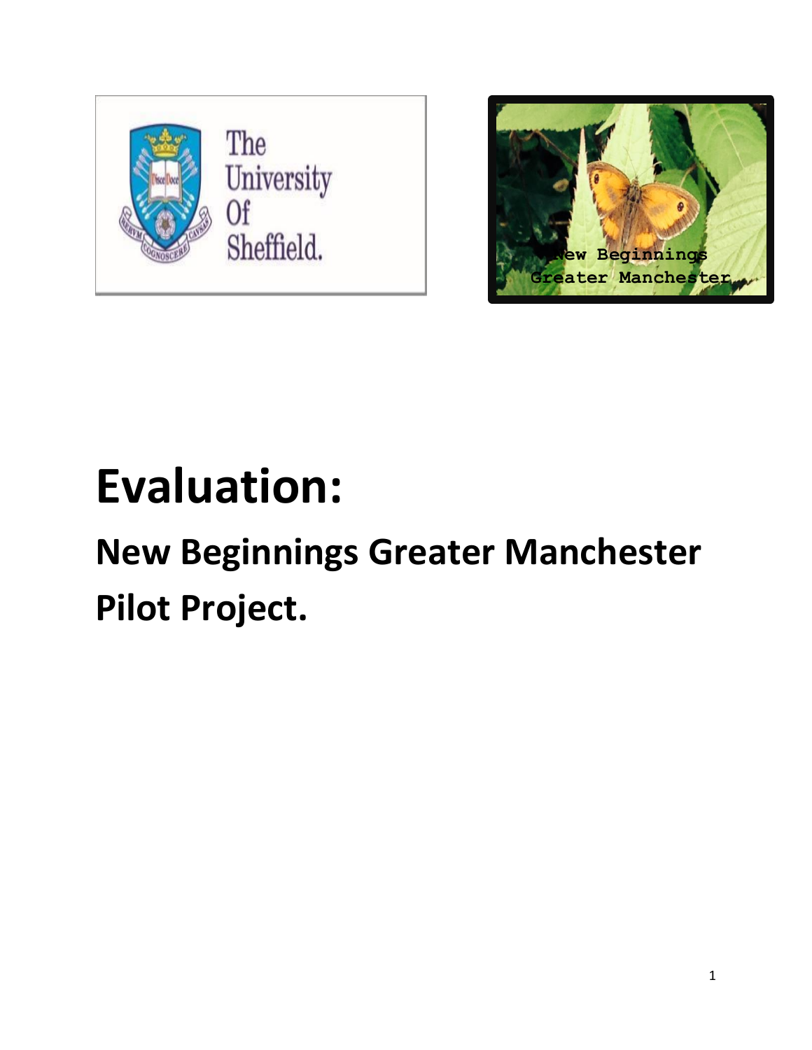# Evaluation:

## New Beginnings Greater Manchester Pilot Project.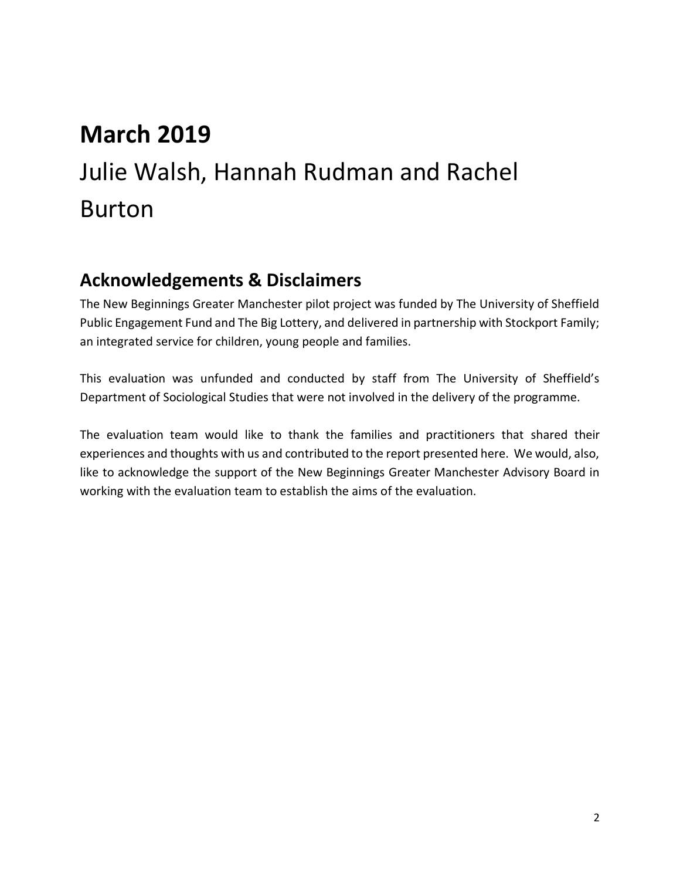# March 2019

# Julie Walsh, Hannah Rudman and Rachel Burton

## Acknowledgements & Disclaimers

The New Beginnings Greater Manchester pilot project was funded by The University of Sheffield Public Engagement Fund and The Big Lottery, and delivered in partnership with Stockport Family; an integrated service for children, young people and families.

This evaluation was unfunded and conducted by staff from The University of Sheffield's Department of Sociological Studies that were not involved in the delivery of the programme.

The evaluation team would like to thank the families and practitioners that shared their experiences and thoughts with us and contributed to the report presented here. We would, also, like to acknowledge the support of the New Beginnings Greater Manchester Advisory Board in working with the evaluation team to establish the aims of the evaluation.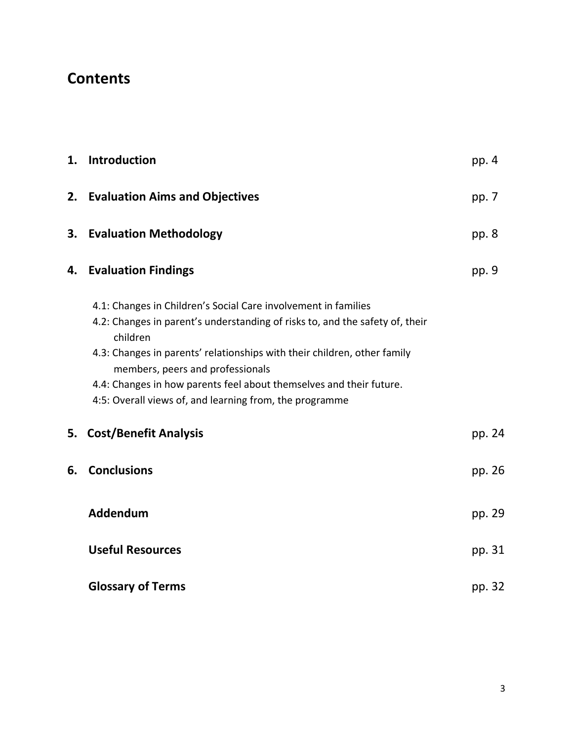# Contents

| | | |
|---|---|---|
| **1.** | **Introduction** | pp. 4 |
| **2.** | **Evaluation Aims and Objectives** | pp. 7 |
| **3.** | **Evaluation Methodology** | pp. 8 |
| **4.** | **Evaluation Findings** | pp. 9 |
| | 4.1: Changes in Children's Social Care involvement in families<br>4.2: Changes in parent's understanding of risks to, and the safety of, their children<br>4.3: Changes in parents' relationships with their children, other family members, peers and professionals<br>4.4: Changes in how parents feel about themselves and their future.<br>4:5: Overall views of, and learning from, the programme | |
| **5.** | **Cost/Benefit Analysis** | pp. 24 |
| **6.** | **Conclusions** | pp. 26 |
| | **Addendum** | pp. 29 |
| | **Useful Resources** | pp. 31 |
| | **Glossary of Terms** | pp. 32 |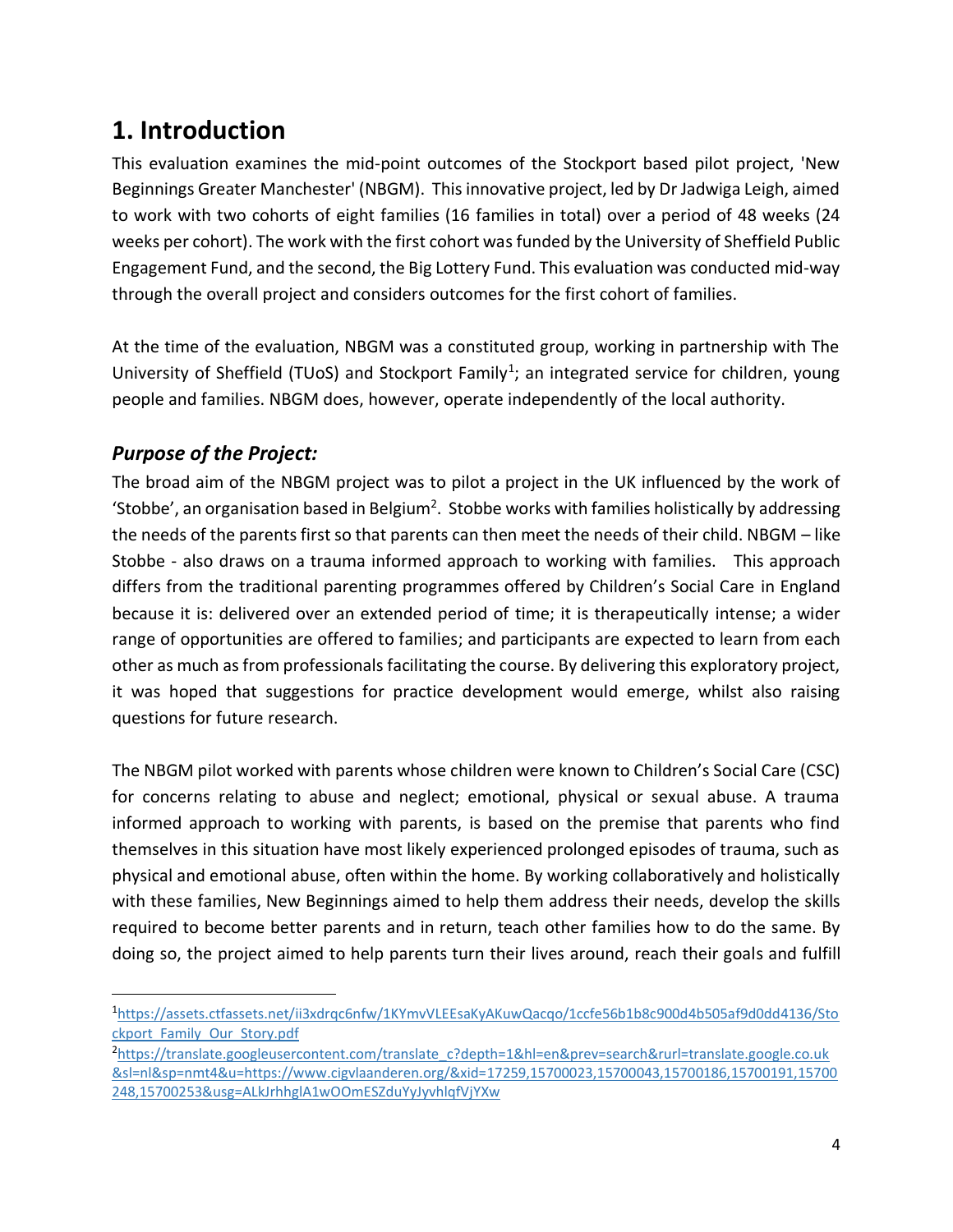# 1. Introduction

This evaluation examines the mid-point outcomes of the Stockport based pilot project, 'New Beginnings Greater Manchester' (NBGM). This innovative project, led by Dr Jadwiga Leigh, aimed to work with two cohorts of eight families (16 families in total) over a period of 48 weeks (24 weeks per cohort). The work with the first cohort was funded by the University of Sheffield Public Engagement Fund, and the second, the Big Lottery Fund. This evaluation was conducted mid-way through the overall project and considers outcomes for the first cohort of families.

At the time of the evaluation, NBGM was a constituted group, working in partnership with The University of Sheffield (TUoS) and Stockport Family[1]; an integrated service for children, young people and families. NBGM does, however, operate independently of the local authority.

## *Purpose of the Project:*

The broad aim of the NBGM project was to pilot a project in the UK influenced by the work of 'Stobbe', an organisation based in Belgium[2]. Stobbe works with families holistically by addressing the needs of the parents first so that parents can then meet the needs of their child. NBGM – like Stobbe - also draws on a trauma informed approach to working with families. This approach differs from the traditional parenting programmes offered by Children's Social Care in England because it is: delivered over an extended period of time; it is therapeutically intense; a wider range of opportunities are offered to families; and participants are expected to learn from each other as much as from professionals facilitating the course. By delivering this exploratory project, it was hoped that suggestions for practice development would emerge, whilst also raising questions for future research.

The NBGM pilot worked with parents whose children were known to Children's Social Care (CSC) for concerns relating to abuse and neglect; emotional, physical or sexual abuse. A trauma informed approach to working with parents, is based on the premise that parents who find themselves in this situation have most likely experienced prolonged episodes of trauma, such as physical and emotional abuse, often within the home. By working collaboratively and holistically with these families, New Beginnings aimed to help them address their needs, develop the skills required to become better parents and in return, teach other families how to do the same. By doing so, the project aimed to help parents turn their lives around, reach their goals and fulfill

---

[1] https://assets.ctfassets.net/ii3xdrqc6nfw/1KYmvVLEEsaKyAKuwQacqo/1ccfe56b1b8c900d4b505af9d0dd4136/Stockport_Family_Our_Story.pdf

[2] https://translate.googleusercontent.com/translate_c?depth=1&hl=en&prev=search&rurl=translate.google.co.uk&sl=nl&sp=nmt4&u=https://www.cigvlaanderen.org/&xid=17259,15700023,15700043,15700186,15700191,15700248,15700253&usg=ALkJrhhglA1wOOmESZduYyJyvhlqfVjYXw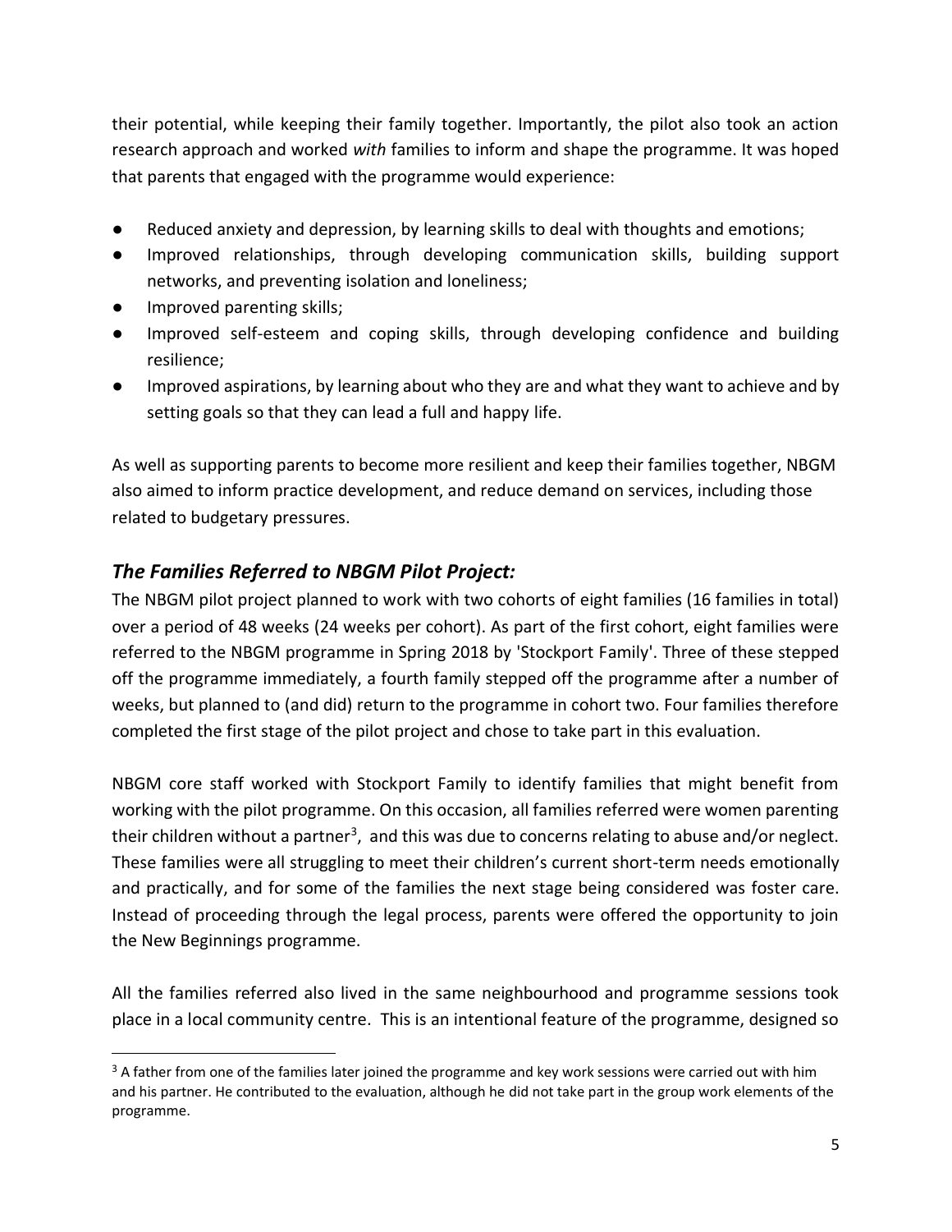their potential, while keeping their family together. Importantly, the pilot also took an action research approach and worked *with* families to inform and shape the programme. It was hoped that parents that engaged with the programme would experience:

- Reduced anxiety and depression, by learning skills to deal with thoughts and emotions;
- Improved relationships, through developing communication skills, building support networks, and preventing isolation and loneliness;
- Improved parenting skills;
- Improved self-esteem and coping skills, through developing confidence and building resilience;
- Improved aspirations, by learning about who they are and what they want to achieve and by setting goals so that they can lead a full and happy life.

As well as supporting parents to become more resilient and keep their families together, NBGM also aimed to inform practice development, and reduce demand on services, including those related to budgetary pressures.

## *The Families Referred to NBGM Pilot Project:*

The NBGM pilot project planned to work with two cohorts of eight families (16 families in total) over a period of 48 weeks (24 weeks per cohort). As part of the first cohort, eight families were referred to the NBGM programme in Spring 2018 by 'Stockport Family'. Three of these stepped off the programme immediately, a fourth family stepped off the programme after a number of weeks, but planned to (and did) return to the programme in cohort two. Four families therefore completed the first stage of the pilot project and chose to take part in this evaluation.

NBGM core staff worked with Stockport Family to identify families that might benefit from working with the pilot programme. On this occasion, all families referred were women parenting their children without a partner[3], and this was due to concerns relating to abuse and/or neglect. These families were all struggling to meet their children's current short-term needs emotionally and practically, and for some of the families the next stage being considered was foster care. Instead of proceeding through the legal process, parents were offered the opportunity to join the New Beginnings programme.

All the families referred also lived in the same neighbourhood and programme sessions took place in a local community centre. This is an intentional feature of the programme, designed so

[3] A father from one of the families later joined the programme and key work sessions were carried out with him and his partner. He contributed to the evaluation, although he did not take part in the group work elements of the programme.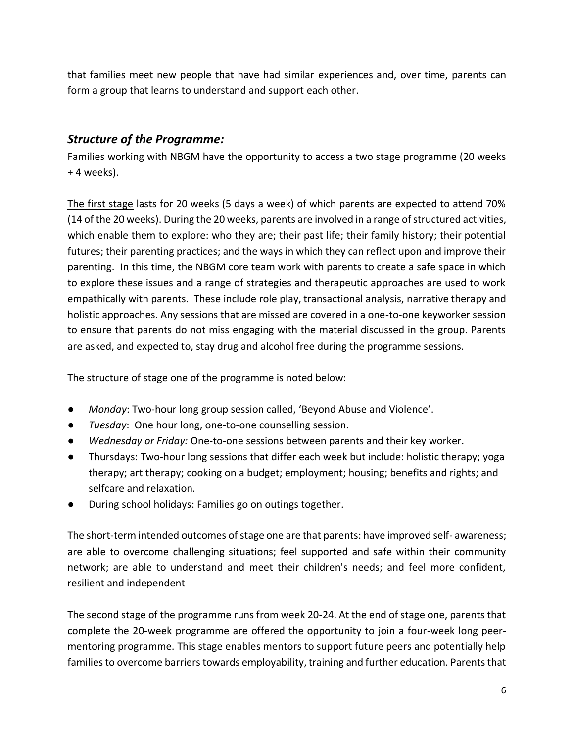that families meet new people that have had similar experiences and, over time, parents can form a group that learns to understand and support each other.

## *Structure of the Programme:*

Families working with NBGM have the opportunity to access a two stage programme (20 weeks + 4 weeks).

<u>The first stage</u> lasts for 20 weeks (5 days a week) of which parents are expected to attend 70% (14 of the 20 weeks). During the 20 weeks, parents are involved in a range of structured activities, which enable them to explore: who they are; their past life; their family history; their potential futures; their parenting practices; and the ways in which they can reflect upon and improve their parenting. In this time, the NBGM core team work with parents to create a safe space in which to explore these issues and a range of strategies and therapeutic approaches are used to work empathically with parents. These include role play, transactional analysis, narrative therapy and holistic approaches. Any sessions that are missed are covered in a one-to-one keyworker session to ensure that parents do not miss engaging with the material discussed in the group. Parents are asked, and expected to, stay drug and alcohol free during the programme sessions.

The structure of stage one of the programme is noted below:

- *Monday*: Two-hour long group session called, 'Beyond Abuse and Violence'.
- *Tuesday*: One hour long, one-to-one counselling session.
- *Wednesday or Friday:* One-to-one sessions between parents and their key worker.
- Thursdays: Two-hour long sessions that differ each week but include: holistic therapy; yoga therapy; art therapy; cooking on a budget; employment; housing; benefits and rights; and selfcare and relaxation.
- During school holidays: Families go on outings together.

The short-term intended outcomes of stage one are that parents: have improved self- awareness; are able to overcome challenging situations; feel supported and safe within their community network; are able to understand and meet their children's needs; and feel more confident, resilient and independent

<u>The second stage</u> of the programme runs from week 20-24. At the end of stage one, parents that complete the 20-week programme are offered the opportunity to join a four-week long peer-mentoring programme. This stage enables mentors to support future peers and potentially help families to overcome barriers towards employability, training and further education. Parents that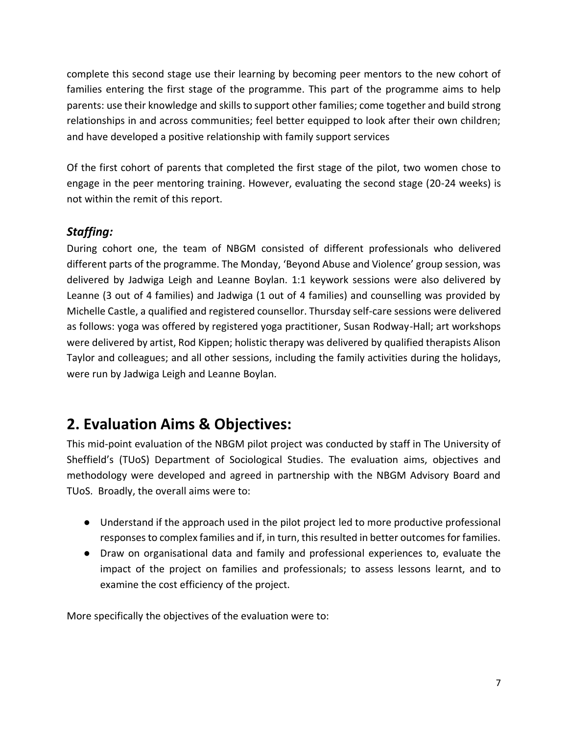complete this second stage use their learning by becoming peer mentors to the new cohort of families entering the first stage of the programme. This part of the programme aims to help parents: use their knowledge and skills to support other families; come together and build strong relationships in and across communities; feel better equipped to look after their own children; and have developed a positive relationship with family support services

Of the first cohort of parents that completed the first stage of the pilot, two women chose to engage in the peer mentoring training. However, evaluating the second stage (20-24 weeks) is not within the remit of this report.

### *Staffing:*

During cohort one, the team of NBGM consisted of different professionals who delivered different parts of the programme. The Monday, 'Beyond Abuse and Violence' group session, was delivered by Jadwiga Leigh and Leanne Boylan. 1:1 keywork sessions were also delivered by Leanne (3 out of 4 families) and Jadwiga (1 out of 4 families) and counselling was provided by Michelle Castle, a qualified and registered counsellor. Thursday self-care sessions were delivered as follows: yoga was offered by registered yoga practitioner, Susan Rodway-Hall; art workshops were delivered by artist, Rod Kippen; holistic therapy was delivered by qualified therapists Alison Taylor and colleagues; and all other sessions, including the family activities during the holidays, were run by Jadwiga Leigh and Leanne Boylan.

## 2. Evaluation Aims & Objectives:

This mid-point evaluation of the NBGM pilot project was conducted by staff in The University of Sheffield's (TUoS) Department of Sociological Studies. The evaluation aims, objectives and methodology were developed and agreed in partnership with the NBGM Advisory Board and TUoS. Broadly, the overall aims were to:

- Understand if the approach used in the pilot project led to more productive professional responses to complex families and if, in turn, this resulted in better outcomes for families.
- Draw on organisational data and family and professional experiences to, evaluate the impact of the project on families and professionals; to assess lessons learnt, and to examine the cost efficiency of the project.

More specifically the objectives of the evaluation were to: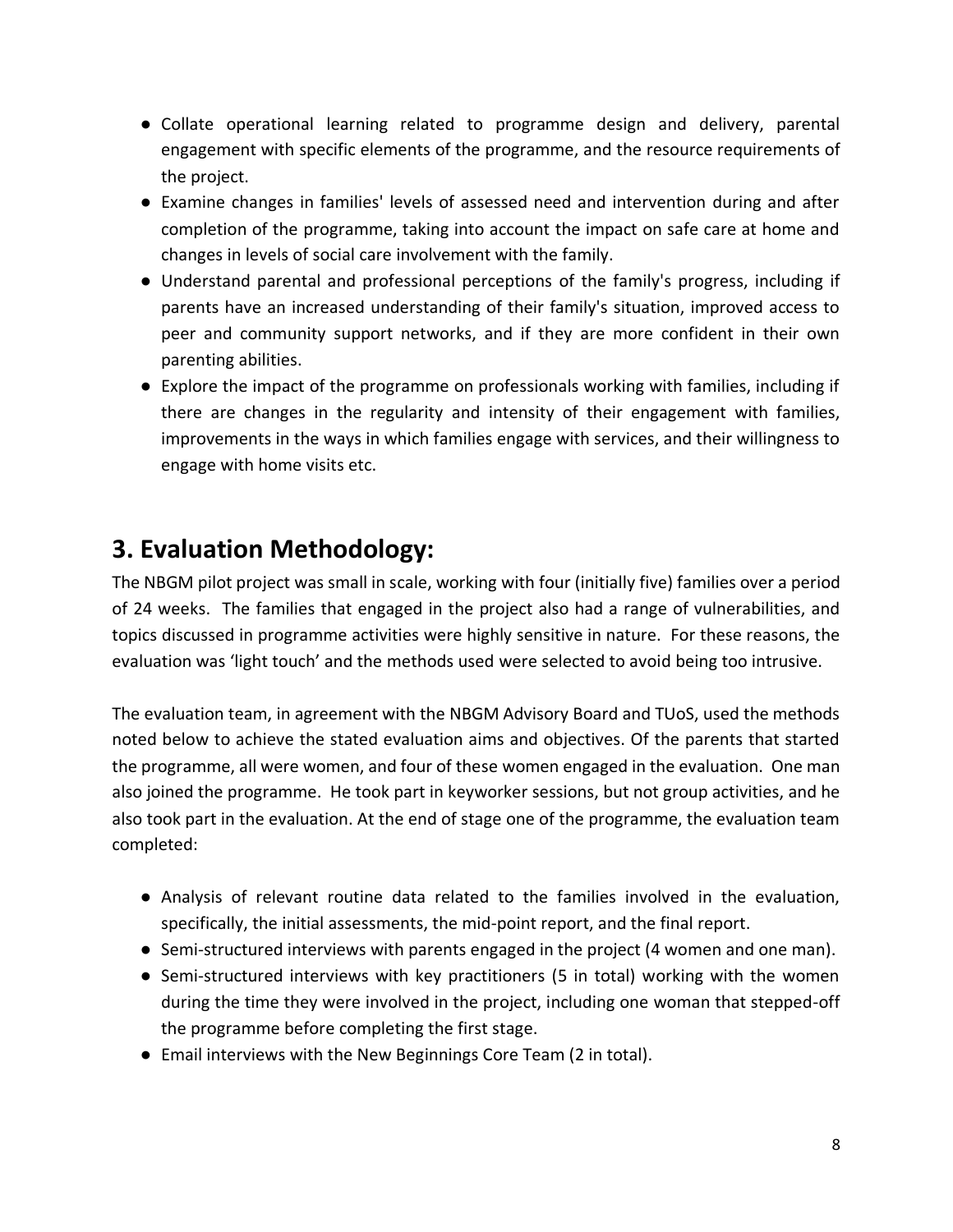- Collate operational learning related to programme design and delivery, parental engagement with specific elements of the programme, and the resource requirements of the project.
- Examine changes in families' levels of assessed need and intervention during and after completion of the programme, taking into account the impact on safe care at home and changes in levels of social care involvement with the family.
- Understand parental and professional perceptions of the family's progress, including if parents have an increased understanding of their family's situation, improved access to peer and community support networks, and if they are more confident in their own parenting abilities.
- Explore the impact of the programme on professionals working with families, including if there are changes in the regularity and intensity of their engagement with families, improvements in the ways in which families engage with services, and their willingness to engage with home visits etc.

# 3. Evaluation Methodology:

The NBGM pilot project was small in scale, working with four (initially five) families over a period of 24 weeks. The families that engaged in the project also had a range of vulnerabilities, and topics discussed in programme activities were highly sensitive in nature. For these reasons, the evaluation was 'light touch' and the methods used were selected to avoid being too intrusive.

The evaluation team, in agreement with the NBGM Advisory Board and TUoS, used the methods noted below to achieve the stated evaluation aims and objectives. Of the parents that started the programme, all were women, and four of these women engaged in the evaluation. One man also joined the programme. He took part in keyworker sessions, but not group activities, and he also took part in the evaluation. At the end of stage one of the programme, the evaluation team completed:

- Analysis of relevant routine data related to the families involved in the evaluation, specifically, the initial assessments, the mid-point report, and the final report.
- Semi-structured interviews with parents engaged in the project (4 women and one man).
- Semi-structured interviews with key practitioners (5 in total) working with the women during the time they were involved in the project, including one woman that stepped-off the programme before completing the first stage.
- Email interviews with the New Beginnings Core Team (2 in total).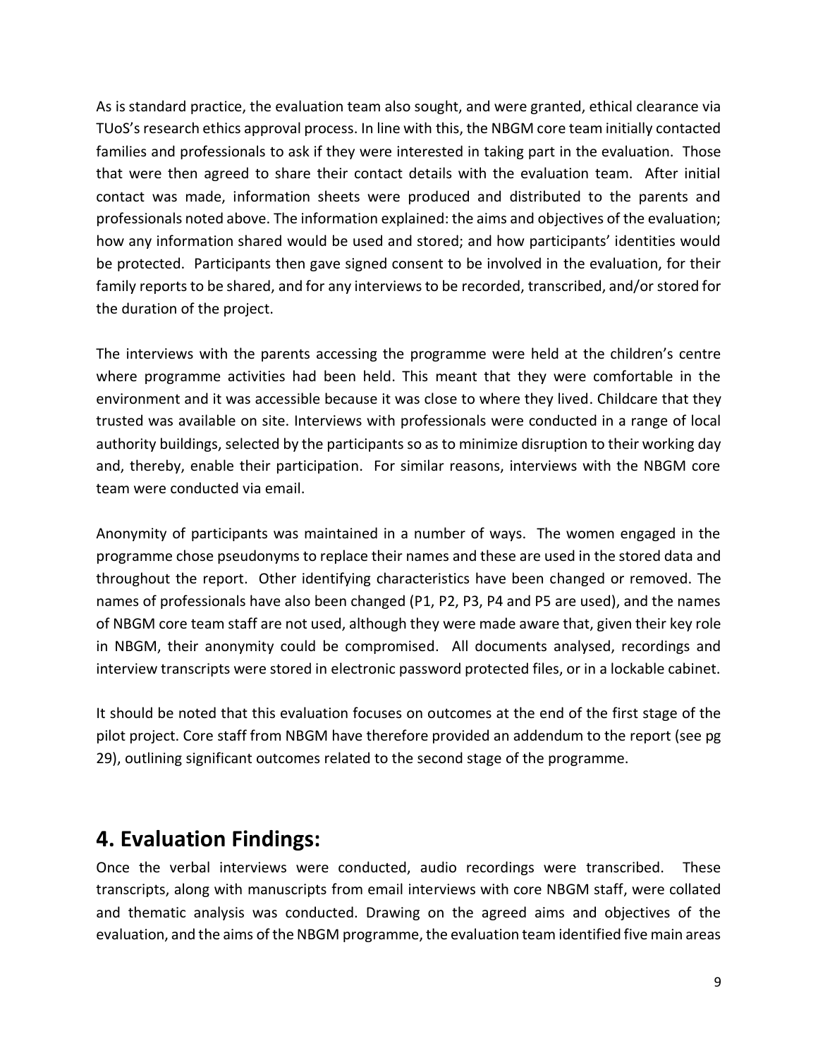As is standard practice, the evaluation team also sought, and were granted, ethical clearance via TUoS's research ethics approval process. In line with this, the NBGM core team initially contacted families and professionals to ask if they were interested in taking part in the evaluation. Those that were then agreed to share their contact details with the evaluation team. After initial contact was made, information sheets were produced and distributed to the parents and professionals noted above. The information explained: the aims and objectives of the evaluation; how any information shared would be used and stored; and how participants' identities would be protected. Participants then gave signed consent to be involved in the evaluation, for their family reports to be shared, and for any interviews to be recorded, transcribed, and/or stored for the duration of the project.

The interviews with the parents accessing the programme were held at the children's centre where programme activities had been held. This meant that they were comfortable in the environment and it was accessible because it was close to where they lived. Childcare that they trusted was available on site. Interviews with professionals were conducted in a range of local authority buildings, selected by the participants so as to minimize disruption to their working day and, thereby, enable their participation. For similar reasons, interviews with the NBGM core team were conducted via email.

Anonymity of participants was maintained in a number of ways. The women engaged in the programme chose pseudonyms to replace their names and these are used in the stored data and throughout the report. Other identifying characteristics have been changed or removed. The names of professionals have also been changed (P1, P2, P3, P4 and P5 are used), and the names of NBGM core team staff are not used, although they were made aware that, given their key role in NBGM, their anonymity could be compromised. All documents analysed, recordings and interview transcripts were stored in electronic password protected files, or in a lockable cabinet.

It should be noted that this evaluation focuses on outcomes at the end of the first stage of the pilot project. Core staff from NBGM have therefore provided an addendum to the report (see pg 29), outlining significant outcomes related to the second stage of the programme.

## 4. Evaluation Findings:

Once the verbal interviews were conducted, audio recordings were transcribed. These transcripts, along with manuscripts from email interviews with core NBGM staff, were collated and thematic analysis was conducted. Drawing on the agreed aims and objectives of the evaluation, and the aims of the NBGM programme, the evaluation team identified five main areas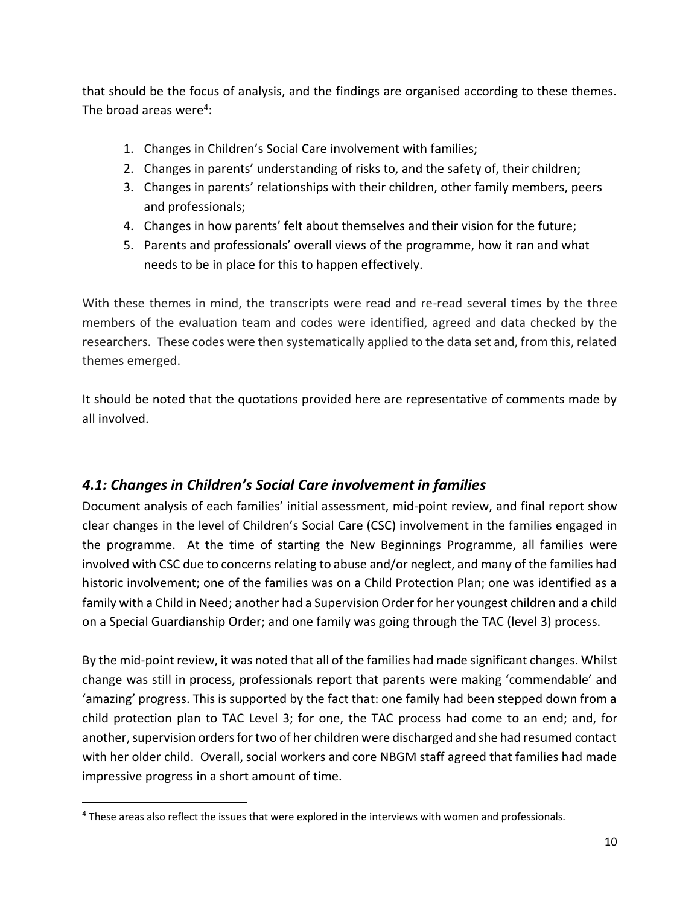that should be the focus of analysis, and the findings are organised according to these themes. The broad areas were[4]:

1. Changes in Children's Social Care involvement with families;
2. Changes in parents' understanding of risks to, and the safety of, their children;
3. Changes in parents' relationships with their children, other family members, peers and professionals;
4. Changes in how parents' felt about themselves and their vision for the future;
5. Parents and professionals' overall views of the programme, how it ran and what needs to be in place for this to happen effectively.

With these themes in mind, the transcripts were read and re-read several times by the three members of the evaluation team and codes were identified, agreed and data checked by the researchers. These codes were then systematically applied to the data set and, from this, related themes emerged.

It should be noted that the quotations provided here are representative of comments made by all involved.

## *4.1: Changes in Children's Social Care involvement in families*

Document analysis of each families' initial assessment, mid-point review, and final report show clear changes in the level of Children's Social Care (CSC) involvement in the families engaged in the programme. At the time of starting the New Beginnings Programme, all families were involved with CSC due to concerns relating to abuse and/or neglect, and many of the families had historic involvement; one of the families was on a Child Protection Plan; one was identified as a family with a Child in Need; another had a Supervision Order for her youngest children and a child on a Special Guardianship Order; and one family was going through the TAC (level 3) process.

By the mid-point review, it was noted that all of the families had made significant changes. Whilst change was still in process, professionals report that parents were making 'commendable' and 'amazing' progress. This is supported by the fact that: one family had been stepped down from a child protection plan to TAC Level 3; for one, the TAC process had come to an end; and, for another, supervision orders for two of her children were discharged and she had resumed contact with her older child. Overall, social workers and core NBGM staff agreed that families had made impressive progress in a short amount of time.

[4] These areas also reflect the issues that were explored in the interviews with women and professionals.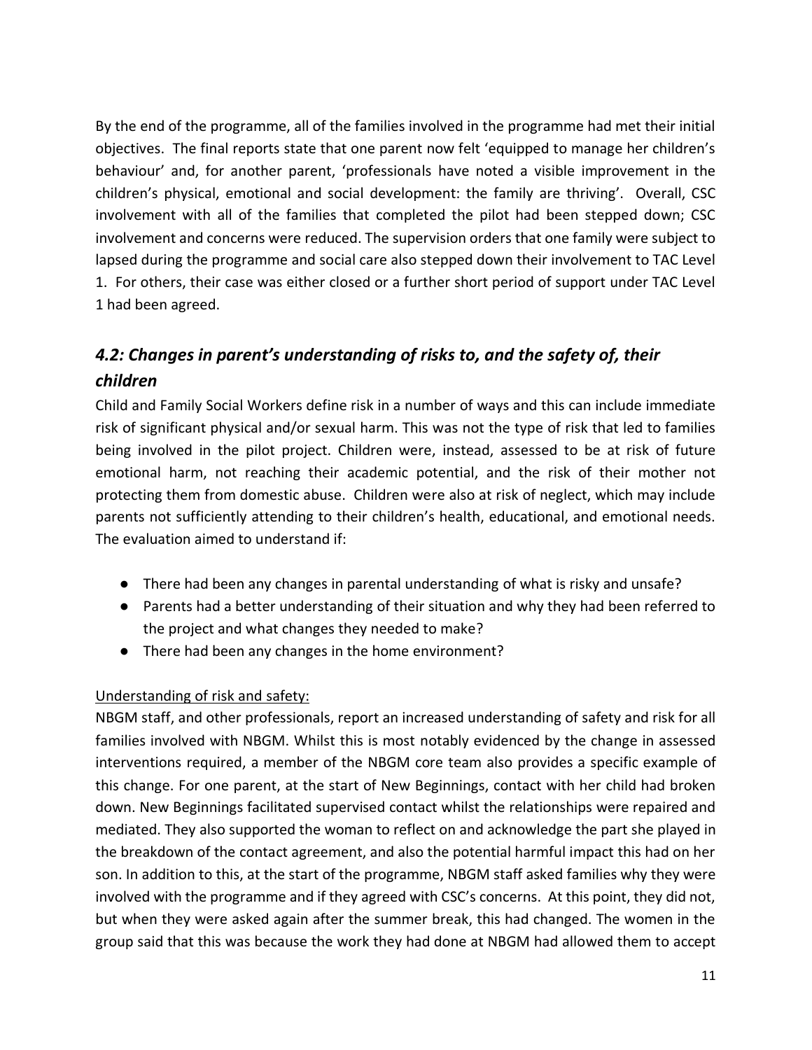By the end of the programme, all of the families involved in the programme had met their initial objectives. The final reports state that one parent now felt 'equipped to manage her children's behaviour' and, for another parent, 'professionals have noted a visible improvement in the children's physical, emotional and social development: the family are thriving'. Overall, CSC involvement with all of the families that completed the pilot had been stepped down; CSC involvement and concerns were reduced. The supervision orders that one family were subject to lapsed during the programme and social care also stepped down their involvement to TAC Level 1. For others, their case was either closed or a further short period of support under TAC Level 1 had been agreed.

### *4.2: Changes in parent's understanding of risks to, and the safety of, their children*

Child and Family Social Workers define risk in a number of ways and this can include immediate risk of significant physical and/or sexual harm. This was not the type of risk that led to families being involved in the pilot project. Children were, instead, assessed to be at risk of future emotional harm, not reaching their academic potential, and the risk of their mother not protecting them from domestic abuse. Children were also at risk of neglect, which may include parents not sufficiently attending to their children's health, educational, and emotional needs. The evaluation aimed to understand if:

- There had been any changes in parental understanding of what is risky and unsafe?
- Parents had a better understanding of their situation and why they had been referred to the project and what changes they needed to make?
- There had been any changes in the home environment?

<u>Understanding of risk and safety:</u>

NBGM staff, and other professionals, report an increased understanding of safety and risk for all families involved with NBGM. Whilst this is most notably evidenced by the change in assessed interventions required, a member of the NBGM core team also provides a specific example of this change. For one parent, at the start of New Beginnings, contact with her child had broken down. New Beginnings facilitated supervised contact whilst the relationships were repaired and mediated. They also supported the woman to reflect on and acknowledge the part she played in the breakdown of the contact agreement, and also the potential harmful impact this had on her son. In addition to this, at the start of the programme, NBGM staff asked families why they were involved with the programme and if they agreed with CSC's concerns. At this point, they did not, but when they were asked again after the summer break, this had changed. The women in the group said that this was because the work they had done at NBGM had allowed them to accept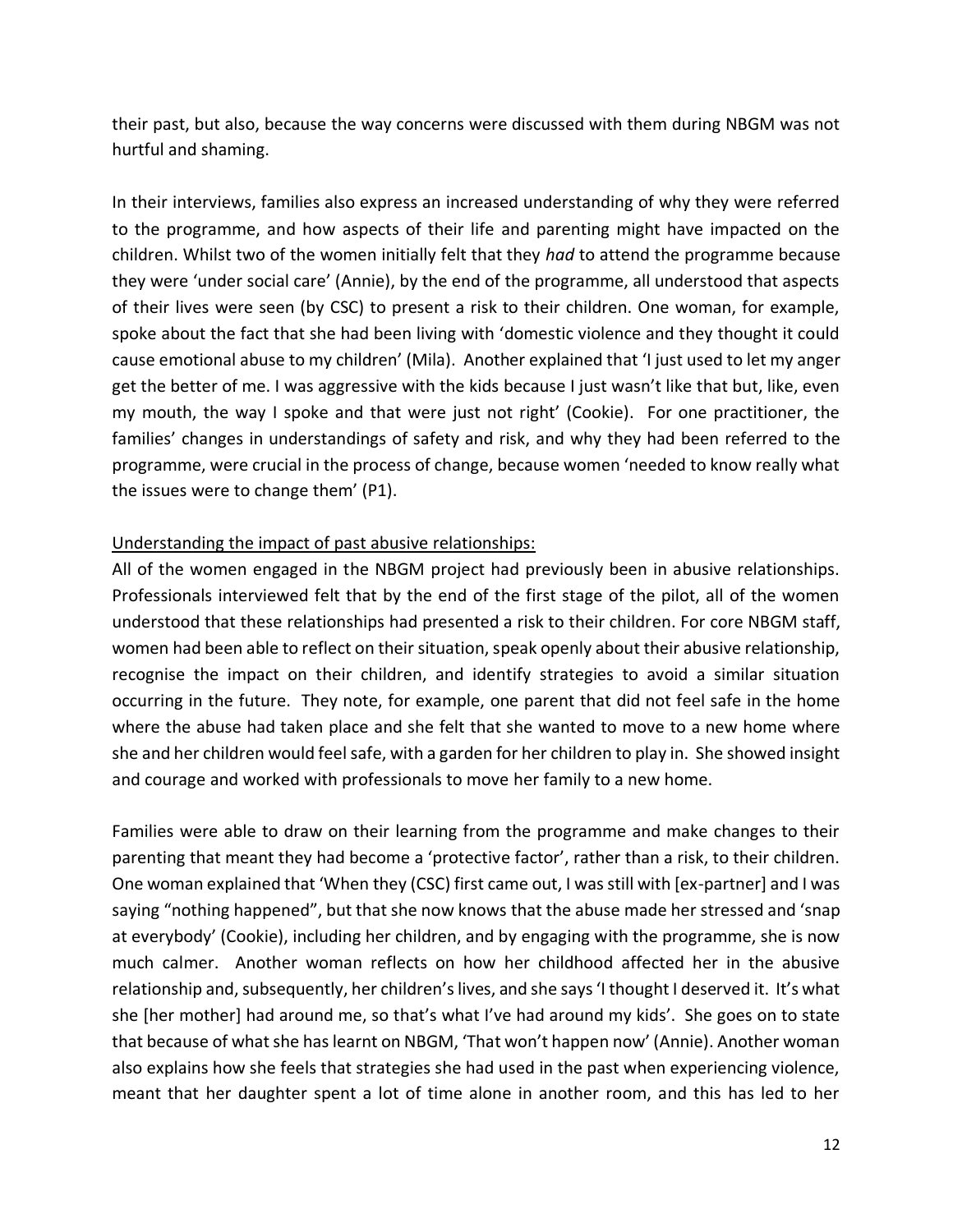their past, but also, because the way concerns were discussed with them during NBGM was not hurtful and shaming.

In their interviews, families also express an increased understanding of why they were referred to the programme, and how aspects of their life and parenting might have impacted on the children. Whilst two of the women initially felt that they *had* to attend the programme because they were 'under social care' (Annie), by the end of the programme, all understood that aspects of their lives were seen (by CSC) to present a risk to their children. One woman, for example, spoke about the fact that she had been living with 'domestic violence and they thought it could cause emotional abuse to my children' (Mila). Another explained that 'I just used to let my anger get the better of me. I was aggressive with the kids because I just wasn't like that but, like, even my mouth, the way I spoke and that were just not right' (Cookie). For one practitioner, the families' changes in understandings of safety and risk, and why they had been referred to the programme, were crucial in the process of change, because women 'needed to know really what the issues were to change them' (P1).

<u>Understanding the impact of past abusive relationships:</u>

All of the women engaged in the NBGM project had previously been in abusive relationships. Professionals interviewed felt that by the end of the first stage of the pilot, all of the women understood that these relationships had presented a risk to their children. For core NBGM staff, women had been able to reflect on their situation, speak openly about their abusive relationship, recognise the impact on their children, and identify strategies to avoid a similar situation occurring in the future. They note, for example, one parent that did not feel safe in the home where the abuse had taken place and she felt that she wanted to move to a new home where she and her children would feel safe, with a garden for her children to play in. She showed insight and courage and worked with professionals to move her family to a new home.

Families were able to draw on their learning from the programme and make changes to their parenting that meant they had become a 'protective factor', rather than a risk, to their children. One woman explained that 'When they (CSC) first came out, I was still with [ex-partner] and I was saying "nothing happened", but that she now knows that the abuse made her stressed and 'snap at everybody' (Cookie), including her children, and by engaging with the programme, she is now much calmer. Another woman reflects on how her childhood affected her in the abusive relationship and, subsequently, her children's lives, and she says 'I thought I deserved it. It's what she [her mother] had around me, so that's what I've had around my kids'. She goes on to state that because of what she has learnt on NBGM, 'That won't happen now' (Annie). Another woman also explains how she feels that strategies she had used in the past when experiencing violence, meant that her daughter spent a lot of time alone in another room, and this has led to her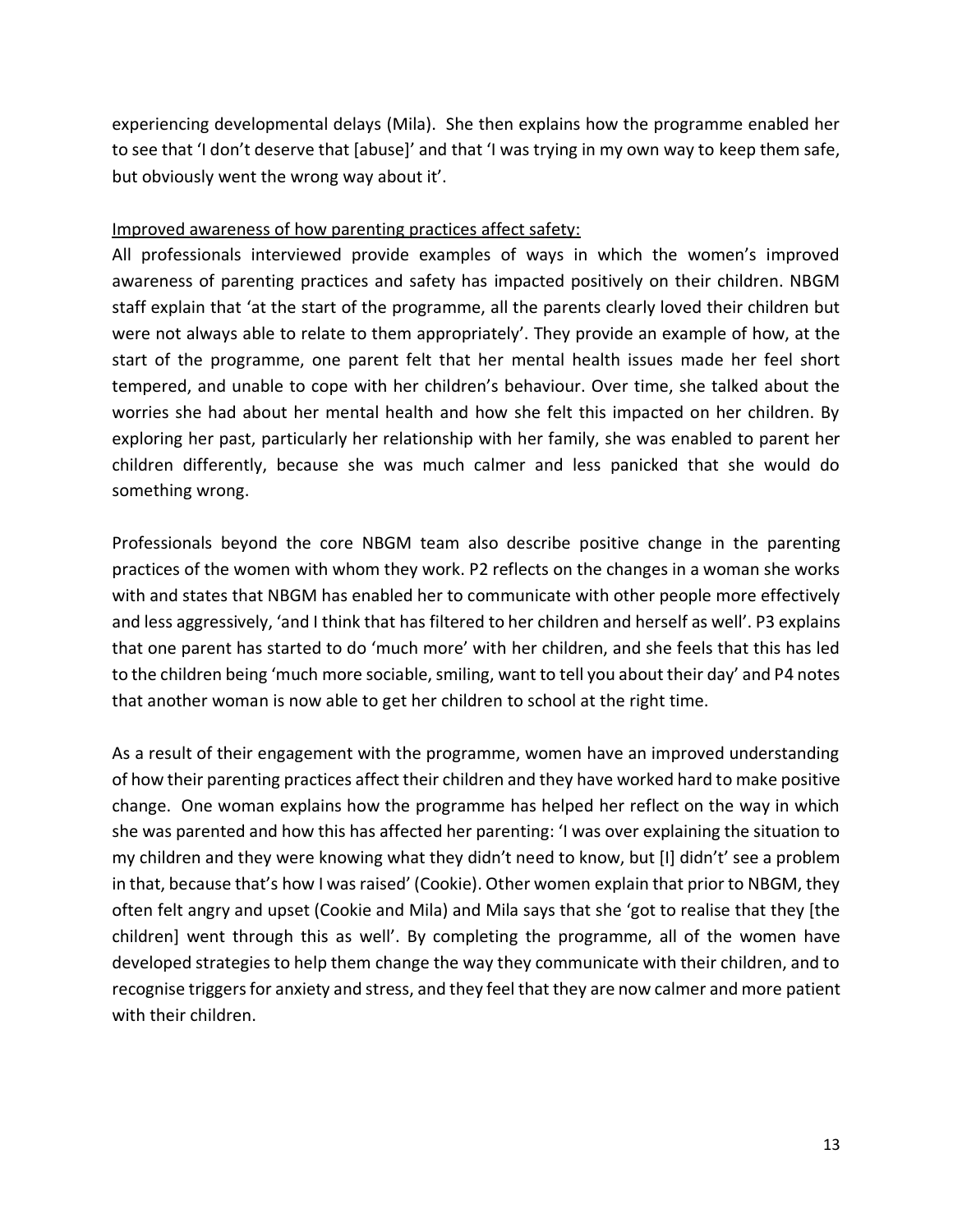experiencing developmental delays (Mila). She then explains how the programme enabled her to see that 'I don't deserve that [abuse]' and that 'I was trying in my own way to keep them safe, but obviously went the wrong way about it'.

<u>Improved awareness of how parenting practices affect safety:</u>

All professionals interviewed provide examples of ways in which the women's improved awareness of parenting practices and safety has impacted positively on their children. NBGM staff explain that 'at the start of the programme, all the parents clearly loved their children but were not always able to relate to them appropriately'. They provide an example of how, at the start of the programme, one parent felt that her mental health issues made her feel short tempered, and unable to cope with her children's behaviour. Over time, she talked about the worries she had about her mental health and how she felt this impacted on her children. By exploring her past, particularly her relationship with her family, she was enabled to parent her children differently, because she was much calmer and less panicked that she would do something wrong.

Professionals beyond the core NBGM team also describe positive change in the parenting practices of the women with whom they work. P2 reflects on the changes in a woman she works with and states that NBGM has enabled her to communicate with other people more effectively and less aggressively, 'and I think that has filtered to her children and herself as well'. P3 explains that one parent has started to do 'much more' with her children, and she feels that this has led to the children being 'much more sociable, smiling, want to tell you about their day' and P4 notes that another woman is now able to get her children to school at the right time.

As a result of their engagement with the programme, women have an improved understanding of how their parenting practices affect their children and they have worked hard to make positive change. One woman explains how the programme has helped her reflect on the way in which she was parented and how this has affected her parenting: 'I was over explaining the situation to my children and they were knowing what they didn't need to know, but [I] didn't' see a problem in that, because that's how I was raised' (Cookie). Other women explain that prior to NBGM, they often felt angry and upset (Cookie and Mila) and Mila says that she 'got to realise that they [the children] went through this as well'. By completing the programme, all of the women have developed strategies to help them change the way they communicate with their children, and to recognise triggers for anxiety and stress, and they feel that they are now calmer and more patient with their children.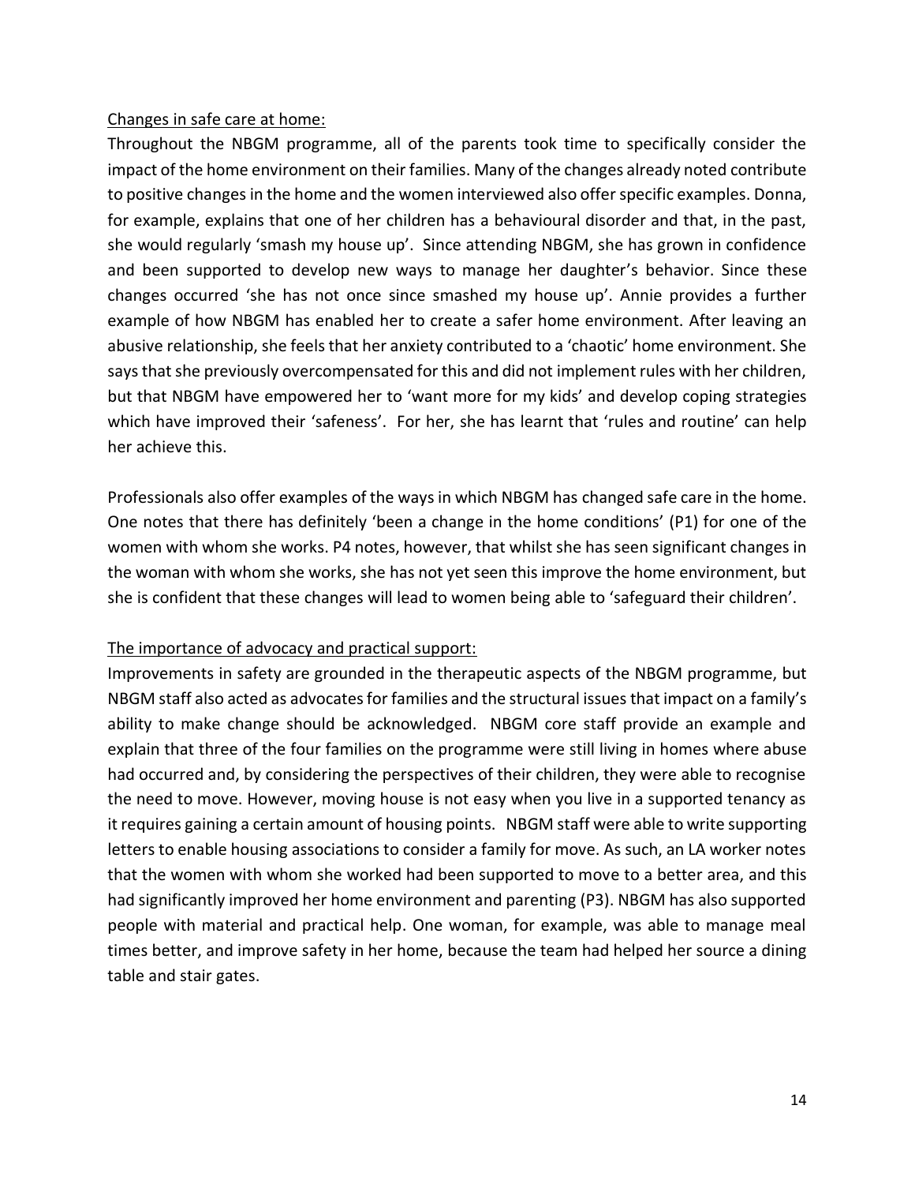Changes in safe care at home:

Throughout the NBGM programme, all of the parents took time to specifically consider the impact of the home environment on their families. Many of the changes already noted contribute to positive changes in the home and the women interviewed also offer specific examples. Donna, for example, explains that one of her children has a behavioural disorder and that, in the past, she would regularly 'smash my house up'. Since attending NBGM, she has grown in confidence and been supported to develop new ways to manage her daughter's behavior. Since these changes occurred 'she has not once since smashed my house up'. Annie provides a further example of how NBGM has enabled her to create a safer home environment. After leaving an abusive relationship, she feels that her anxiety contributed to a 'chaotic' home environment. She says that she previously overcompensated for this and did not implement rules with her children, but that NBGM have empowered her to 'want more for my kids' and develop coping strategies which have improved their 'safeness'. For her, she has learnt that 'rules and routine' can help her achieve this.

Professionals also offer examples of the ways in which NBGM has changed safe care in the home. One notes that there has definitely 'been a change in the home conditions' (P1) for one of the women with whom she works. P4 notes, however, that whilst she has seen significant changes in the woman with whom she works, she has not yet seen this improve the home environment, but she is confident that these changes will lead to women being able to 'safeguard their children'.

The importance of advocacy and practical support:

Improvements in safety are grounded in the therapeutic aspects of the NBGM programme, but NBGM staff also acted as advocates for families and the structural issues that impact on a family's ability to make change should be acknowledged. NBGM core staff provide an example and explain that three of the four families on the programme were still living in homes where abuse had occurred and, by considering the perspectives of their children, they were able to recognise the need to move. However, moving house is not easy when you live in a supported tenancy as it requires gaining a certain amount of housing points. NBGM staff were able to write supporting letters to enable housing associations to consider a family for move. As such, an LA worker notes that the women with whom she worked had been supported to move to a better area, and this had significantly improved her home environment and parenting (P3). NBGM has also supported people with material and practical help. One woman, for example, was able to manage meal times better, and improve safety in her home, because the team had helped her source a dining table and stair gates.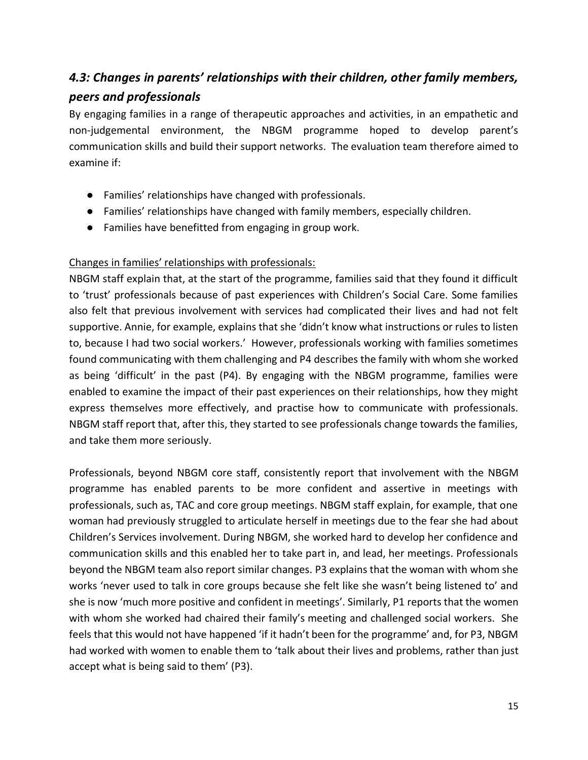## *4.3: Changes in parents' relationships with their children, other family members, peers and professionals*

By engaging families in a range of therapeutic approaches and activities, in an empathetic and non-judgemental environment, the NBGM programme hoped to develop parent's communication skills and build their support networks. The evaluation team therefore aimed to examine if:

- Families' relationships have changed with professionals.
- Families' relationships have changed with family members, especially children.
- Families have benefitted from engaging in group work.

<u>Changes in families' relationships with professionals:</u>

NBGM staff explain that, at the start of the programme, families said that they found it difficult to 'trust' professionals because of past experiences with Children's Social Care. Some families also felt that previous involvement with services had complicated their lives and had not felt supportive. Annie, for example, explains that she 'didn't know what instructions or rules to listen to, because I had two social workers.' However, professionals working with families sometimes found communicating with them challenging and P4 describes the family with whom she worked as being 'difficult' in the past (P4). By engaging with the NBGM programme, families were enabled to examine the impact of their past experiences on their relationships, how they might express themselves more effectively, and practise how to communicate with professionals. NBGM staff report that, after this, they started to see professionals change towards the families, and take them more seriously.

Professionals, beyond NBGM core staff, consistently report that involvement with the NBGM programme has enabled parents to be more confident and assertive in meetings with professionals, such as, TAC and core group meetings. NBGM staff explain, for example, that one woman had previously struggled to articulate herself in meetings due to the fear she had about Children's Services involvement. During NBGM, she worked hard to develop her confidence and communication skills and this enabled her to take part in, and lead, her meetings. Professionals beyond the NBGM team also report similar changes. P3 explains that the woman with whom she works 'never used to talk in core groups because she felt like she wasn't being listened to' and she is now 'much more positive and confident in meetings'. Similarly, P1 reports that the women with whom she worked had chaired their family's meeting and challenged social workers. She feels that this would not have happened 'if it hadn't been for the programme' and, for P3, NBGM had worked with women to enable them to 'talk about their lives and problems, rather than just accept what is being said to them' (P3).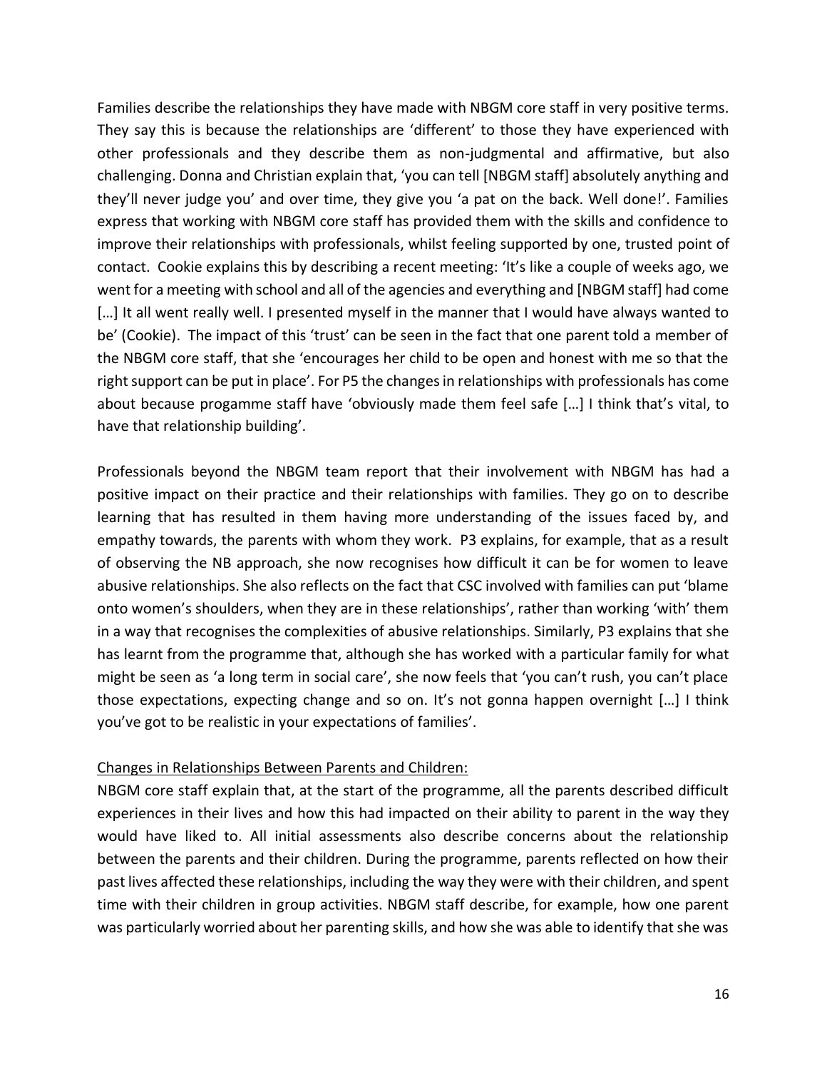Families describe the relationships they have made with NBGM core staff in very positive terms. They say this is because the relationships are 'different' to those they have experienced with other professionals and they describe them as non-judgmental and affirmative, but also challenging. Donna and Christian explain that, 'you can tell [NBGM staff] absolutely anything and they'll never judge you' and over time, they give you 'a pat on the back. Well done!'. Families express that working with NBGM core staff has provided them with the skills and confidence to improve their relationships with professionals, whilst feeling supported by one, trusted point of contact. Cookie explains this by describing a recent meeting: 'It's like a couple of weeks ago, we went for a meeting with school and all of the agencies and everything and [NBGM staff] had come […] It all went really well. I presented myself in the manner that I would have always wanted to be' (Cookie). The impact of this 'trust' can be seen in the fact that one parent told a member of the NBGM core staff, that she 'encourages her child to be open and honest with me so that the right support can be put in place'. For P5 the changes in relationships with professionals has come about because progamme staff have 'obviously made them feel safe […] I think that's vital, to have that relationship building'.

Professionals beyond the NBGM team report that their involvement with NBGM has had a positive impact on their practice and their relationships with families. They go on to describe learning that has resulted in them having more understanding of the issues faced by, and empathy towards, the parents with whom they work. P3 explains, for example, that as a result of observing the NB approach, she now recognises how difficult it can be for women to leave abusive relationships. She also reflects on the fact that CSC involved with families can put 'blame onto women's shoulders, when they are in these relationships', rather than working 'with' them in a way that recognises the complexities of abusive relationships. Similarly, P3 explains that she has learnt from the programme that, although she has worked with a particular family for what might be seen as 'a long term in social care', she now feels that 'you can't rush, you can't place those expectations, expecting change and so on. It's not gonna happen overnight […] I think you've got to be realistic in your expectations of families'.

<u>Changes in Relationships Between Parents and Children:</u>

NBGM core staff explain that, at the start of the programme, all the parents described difficult experiences in their lives and how this had impacted on their ability to parent in the way they would have liked to. All initial assessments also describe concerns about the relationship between the parents and their children. During the programme, parents reflected on how their past lives affected these relationships, including the way they were with their children, and spent time with their children in group activities. NBGM staff describe, for example, how one parent was particularly worried about her parenting skills, and how she was able to identify that she was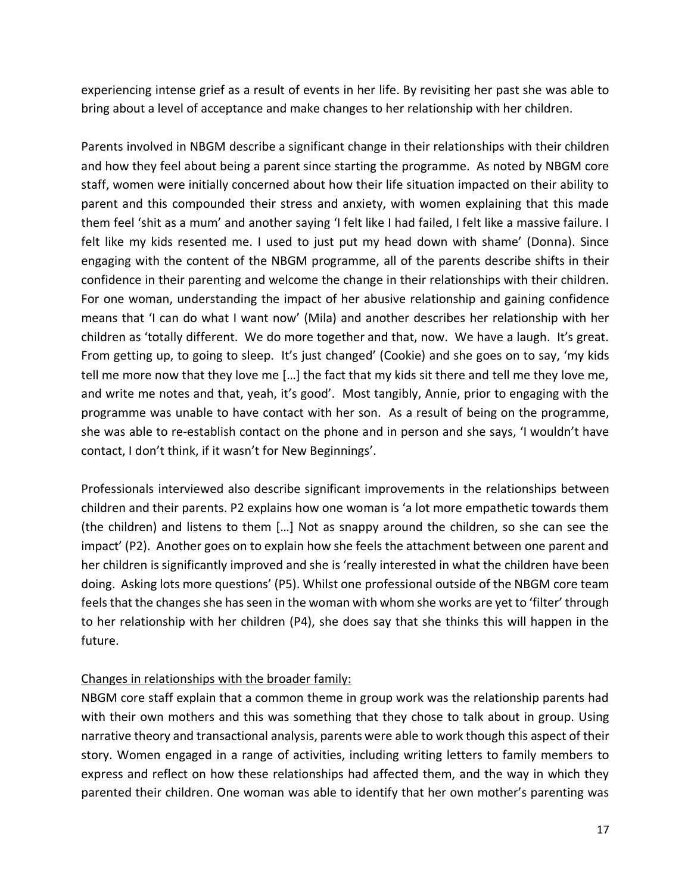experiencing intense grief as a result of events in her life. By revisiting her past she was able to bring about a level of acceptance and make changes to her relationship with her children.

Parents involved in NBGM describe a significant change in their relationships with their children and how they feel about being a parent since starting the programme. As noted by NBGM core staff, women were initially concerned about how their life situation impacted on their ability to parent and this compounded their stress and anxiety, with women explaining that this made them feel 'shit as a mum' and another saying 'I felt like I had failed, I felt like a massive failure. I felt like my kids resented me. I used to just put my head down with shame' (Donna). Since engaging with the content of the NBGM programme, all of the parents describe shifts in their confidence in their parenting and welcome the change in their relationships with their children. For one woman, understanding the impact of her abusive relationship and gaining confidence means that 'I can do what I want now' (Mila) and another describes her relationship with her children as 'totally different. We do more together and that, now. We have a laugh. It's great. From getting up, to going to sleep. It's just changed' (Cookie) and she goes on to say, 'my kids tell me more now that they love me […] the fact that my kids sit there and tell me they love me, and write me notes and that, yeah, it's good'. Most tangibly, Annie, prior to engaging with the programme was unable to have contact with her son. As a result of being on the programme, she was able to re-establish contact on the phone and in person and she says, 'I wouldn't have contact, I don't think, if it wasn't for New Beginnings'.

Professionals interviewed also describe significant improvements in the relationships between children and their parents. P2 explains how one woman is 'a lot more empathetic towards them (the children) and listens to them […] Not as snappy around the children, so she can see the impact' (P2). Another goes on to explain how she feels the attachment between one parent and her children is significantly improved and she is 'really interested in what the children have been doing. Asking lots more questions' (P5). Whilst one professional outside of the NBGM core team feels that the changes she has seen in the woman with whom she works are yet to 'filter' through to her relationship with her children (P4), she does say that she thinks this will happen in the future.

<u>Changes in relationships with the broader family:</u>

NBGM core staff explain that a common theme in group work was the relationship parents had with their own mothers and this was something that they chose to talk about in group. Using narrative theory and transactional analysis, parents were able to work though this aspect of their story. Women engaged in a range of activities, including writing letters to family members to express and reflect on how these relationships had affected them, and the way in which they parented their children. One woman was able to identify that her own mother's parenting was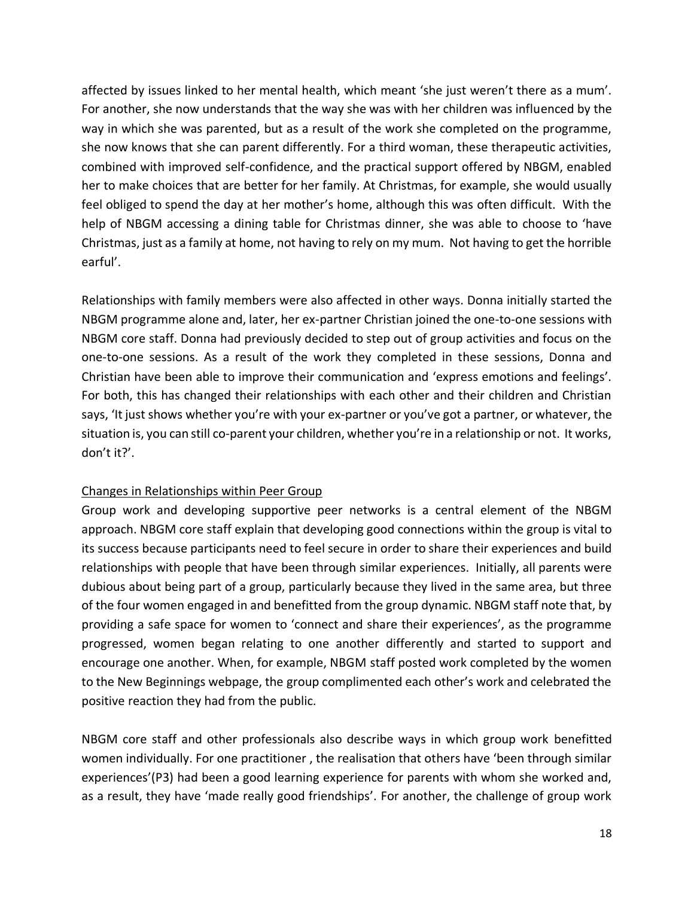affected by issues linked to her mental health, which meant 'she just weren't there as a mum'. For another, she now understands that the way she was with her children was influenced by the way in which she was parented, but as a result of the work she completed on the programme, she now knows that she can parent differently. For a third woman, these therapeutic activities, combined with improved self-confidence, and the practical support offered by NBGM, enabled her to make choices that are better for her family. At Christmas, for example, she would usually feel obliged to spend the day at her mother's home, although this was often difficult. With the help of NBGM accessing a dining table for Christmas dinner, she was able to choose to 'have Christmas, just as a family at home, not having to rely on my mum. Not having to get the horrible earful'.

Relationships with family members were also affected in other ways. Donna initially started the NBGM programme alone and, later, her ex-partner Christian joined the one-to-one sessions with NBGM core staff. Donna had previously decided to step out of group activities and focus on the one-to-one sessions. As a result of the work they completed in these sessions, Donna and Christian have been able to improve their communication and 'express emotions and feelings'. For both, this has changed their relationships with each other and their children and Christian says, 'It just shows whether you're with your ex-partner or you've got a partner, or whatever, the situation is, you can still co-parent your children, whether you're in a relationship or not. It works, don't it?'.

Changes in Relationships within Peer Group

Group work and developing supportive peer networks is a central element of the NBGM approach. NBGM core staff explain that developing good connections within the group is vital to its success because participants need to feel secure in order to share their experiences and build relationships with people that have been through similar experiences. Initially, all parents were dubious about being part of a group, particularly because they lived in the same area, but three of the four women engaged in and benefitted from the group dynamic. NBGM staff note that, by providing a safe space for women to 'connect and share their experiences', as the programme progressed, women began relating to one another differently and started to support and encourage one another. When, for example, NBGM staff posted work completed by the women to the New Beginnings webpage, the group complimented each other's work and celebrated the positive reaction they had from the public.

NBGM core staff and other professionals also describe ways in which group work benefitted women individually. For one practitioner , the realisation that others have 'been through similar experiences'(P3) had been a good learning experience for parents with whom she worked and, as a result, they have 'made really good friendships'. For another, the challenge of group work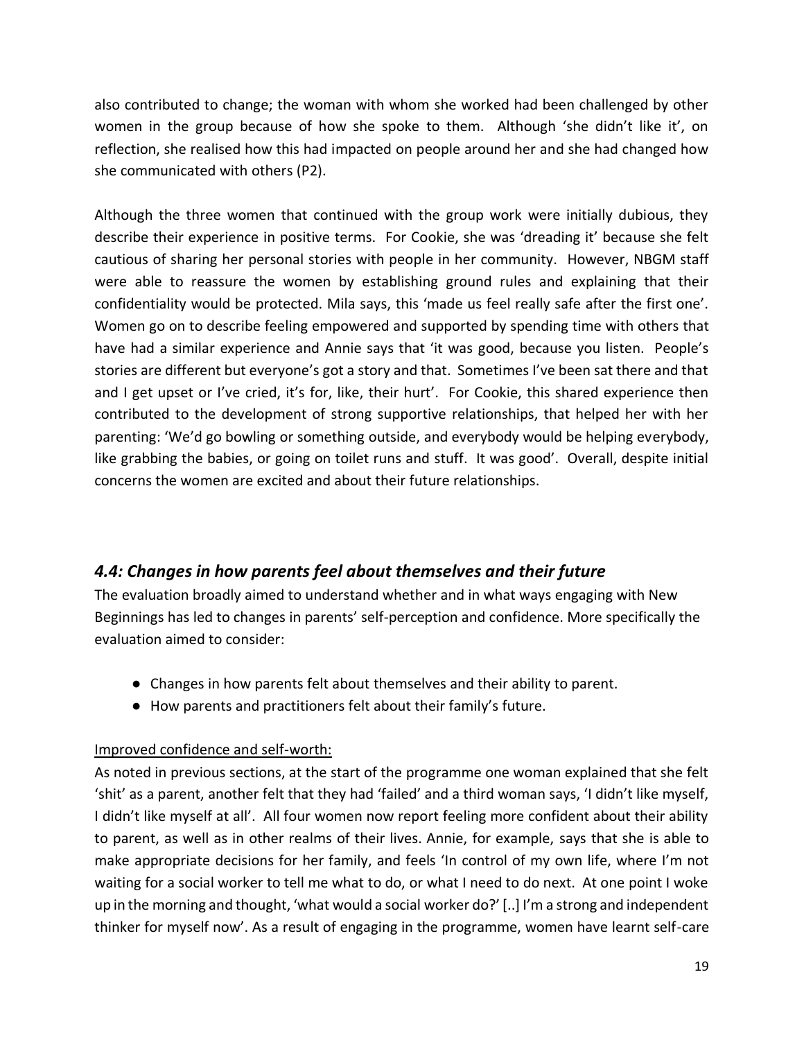also contributed to change; the woman with whom she worked had been challenged by other women in the group because of how she spoke to them. Although 'she didn't like it', on reflection, she realised how this had impacted on people around her and she had changed how she communicated with others (P2).

Although the three women that continued with the group work were initially dubious, they describe their experience in positive terms. For Cookie, she was 'dreading it' because she felt cautious of sharing her personal stories with people in her community. However, NBGM staff were able to reassure the women by establishing ground rules and explaining that their confidentiality would be protected. Mila says, this 'made us feel really safe after the first one'. Women go on to describe feeling empowered and supported by spending time with others that have had a similar experience and Annie says that 'it was good, because you listen. People's stories are different but everyone's got a story and that. Sometimes I've been sat there and that and I get upset or I've cried, it's for, like, their hurt'. For Cookie, this shared experience then contributed to the development of strong supportive relationships, that helped her with her parenting: 'We'd go bowling or something outside, and everybody would be helping everybody, like grabbing the babies, or going on toilet runs and stuff. It was good'. Overall, despite initial concerns the women are excited and about their future relationships.

### *4.4: Changes in how parents feel about themselves and their future*

The evaluation broadly aimed to understand whether and in what ways engaging with New Beginnings has led to changes in parents' self-perception and confidence. More specifically the evaluation aimed to consider:

- Changes in how parents felt about themselves and their ability to parent.
- How parents and practitioners felt about their family's future.

<u>Improved confidence and self-worth:</u>

As noted in previous sections, at the start of the programme one woman explained that she felt 'shit' as a parent, another felt that they had 'failed' and a third woman says, 'I didn't like myself, I didn't like myself at all'. All four women now report feeling more confident about their ability to parent, as well as in other realms of their lives. Annie, for example, says that she is able to make appropriate decisions for her family, and feels 'In control of my own life, where I'm not waiting for a social worker to tell me what to do, or what I need to do next. At one point I woke up in the morning and thought, 'what would a social worker do?' [..] I'm a strong and independent thinker for myself now'. As a result of engaging in the programme, women have learnt self-care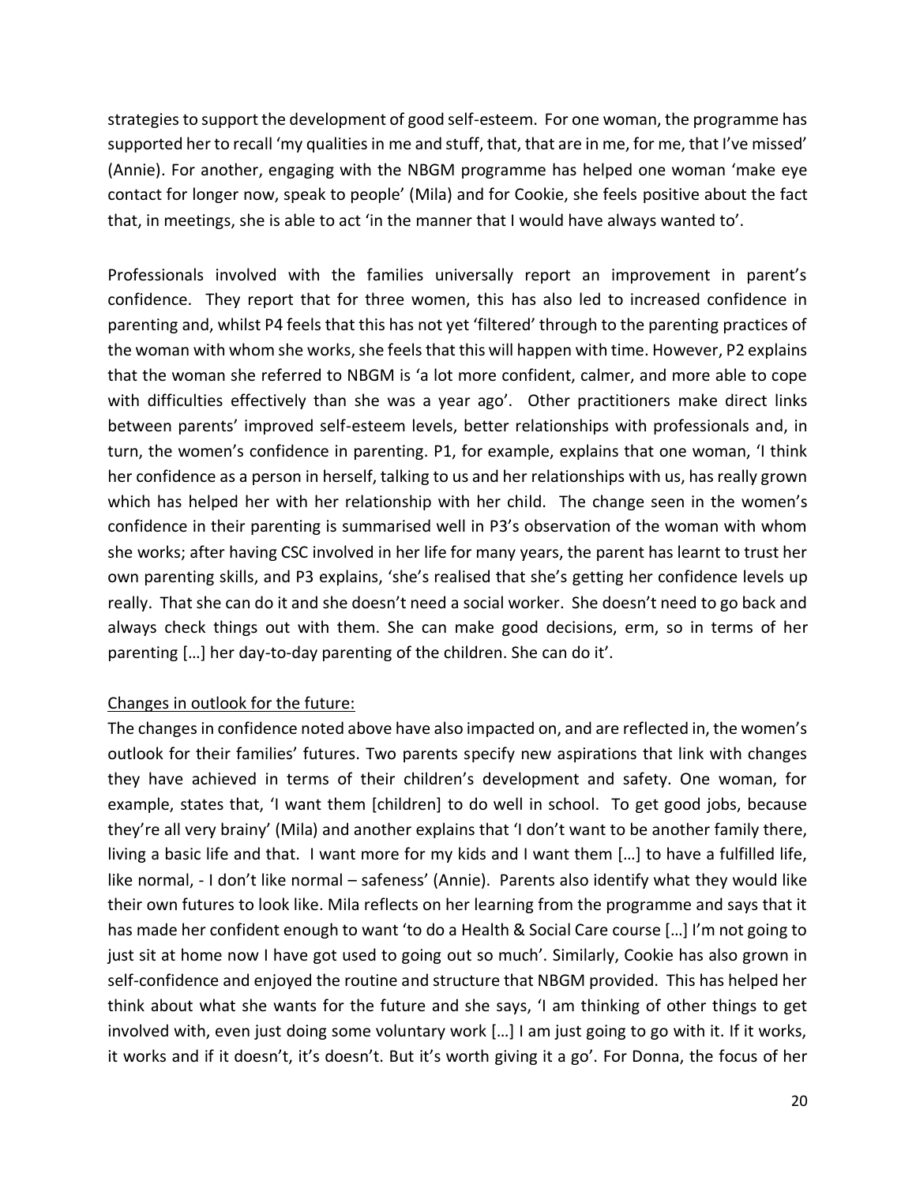strategies to support the development of good self-esteem. For one woman, the programme has supported her to recall 'my qualities in me and stuff, that, that are in me, for me, that I've missed' (Annie). For another, engaging with the NBGM programme has helped one woman 'make eye contact for longer now, speak to people' (Mila) and for Cookie, she feels positive about the fact that, in meetings, she is able to act 'in the manner that I would have always wanted to'.

Professionals involved with the families universally report an improvement in parent's confidence. They report that for three women, this has also led to increased confidence in parenting and, whilst P4 feels that this has not yet 'filtered' through to the parenting practices of the woman with whom she works, she feels that this will happen with time. However, P2 explains that the woman she referred to NBGM is 'a lot more confident, calmer, and more able to cope with difficulties effectively than she was a year ago'. Other practitioners make direct links between parents' improved self-esteem levels, better relationships with professionals and, in turn, the women's confidence in parenting. P1, for example, explains that one woman, 'I think her confidence as a person in herself, talking to us and her relationships with us, has really grown which has helped her with her relationship with her child. The change seen in the women's confidence in their parenting is summarised well in P3's observation of the woman with whom she works; after having CSC involved in her life for many years, the parent has learnt to trust her own parenting skills, and P3 explains, 'she's realised that she's getting her confidence levels up really. That she can do it and she doesn't need a social worker. She doesn't need to go back and always check things out with them. She can make good decisions, erm, so in terms of her parenting […] her day-to-day parenting of the children. She can do it'.

<u>Changes in outlook for the future:</u>

The changes in confidence noted above have also impacted on, and are reflected in, the women's outlook for their families' futures. Two parents specify new aspirations that link with changes they have achieved in terms of their children's development and safety. One woman, for example, states that, 'I want them [children] to do well in school. To get good jobs, because they're all very brainy' (Mila) and another explains that 'I don't want to be another family there, living a basic life and that. I want more for my kids and I want them […] to have a fulfilled life, like normal, - I don't like normal – safeness' (Annie). Parents also identify what they would like their own futures to look like. Mila reflects on her learning from the programme and says that it has made her confident enough to want 'to do a Health & Social Care course […] I'm not going to just sit at home now I have got used to going out so much'. Similarly, Cookie has also grown in self-confidence and enjoyed the routine and structure that NBGM provided. This has helped her think about what she wants for the future and she says, 'I am thinking of other things to get involved with, even just doing some voluntary work […] I am just going to go with it. If it works, it works and if it doesn't, it's doesn't. But it's worth giving it a go'. For Donna, the focus of her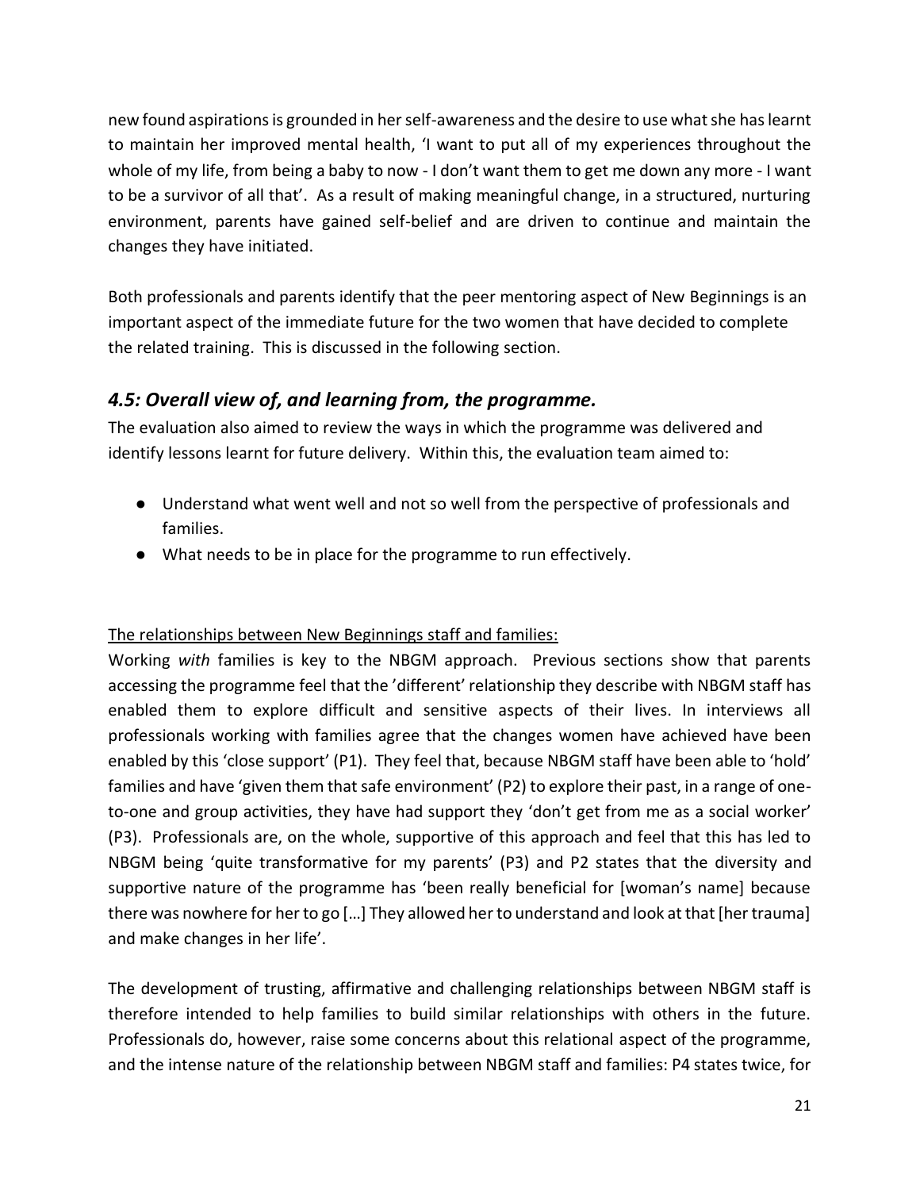new found aspirations is grounded in her self-awareness and the desire to use what she has learnt to maintain her improved mental health, 'I want to put all of my experiences throughout the whole of my life, from being a baby to now - I don't want them to get me down any more - I want to be a survivor of all that'. As a result of making meaningful change, in a structured, nurturing environment, parents have gained self-belief and are driven to continue and maintain the changes they have initiated.

Both professionals and parents identify that the peer mentoring aspect of New Beginnings is an important aspect of the immediate future for the two women that have decided to complete the related training. This is discussed in the following section.

## *4.5: Overall view of, and learning from, the programme.*

The evaluation also aimed to review the ways in which the programme was delivered and identify lessons learnt for future delivery. Within this, the evaluation team aimed to:

- Understand what went well and not so well from the perspective of professionals and families.
- What needs to be in place for the programme to run effectively.

<u>The relationships between New Beginnings staff and families:</u>

Working *with* families is key to the NBGM approach. Previous sections show that parents accessing the programme feel that the 'different' relationship they describe with NBGM staff has enabled them to explore difficult and sensitive aspects of their lives. In interviews all professionals working with families agree that the changes women have achieved have been enabled by this 'close support' (P1). They feel that, because NBGM staff have been able to 'hold' families and have 'given them that safe environment' (P2) to explore their past, in a range of one-to-one and group activities, they have had support they 'don't get from me as a social worker' (P3). Professionals are, on the whole, supportive of this approach and feel that this has led to NBGM being 'quite transformative for my parents' (P3) and P2 states that the diversity and supportive nature of the programme has 'been really beneficial for [woman's name] because there was nowhere for her to go […] They allowed her to understand and look at that [her trauma] and make changes in her life'.

The development of trusting, affirmative and challenging relationships between NBGM staff is therefore intended to help families to build similar relationships with others in the future. Professionals do, however, raise some concerns about this relational aspect of the programme, and the intense nature of the relationship between NBGM staff and families: P4 states twice, for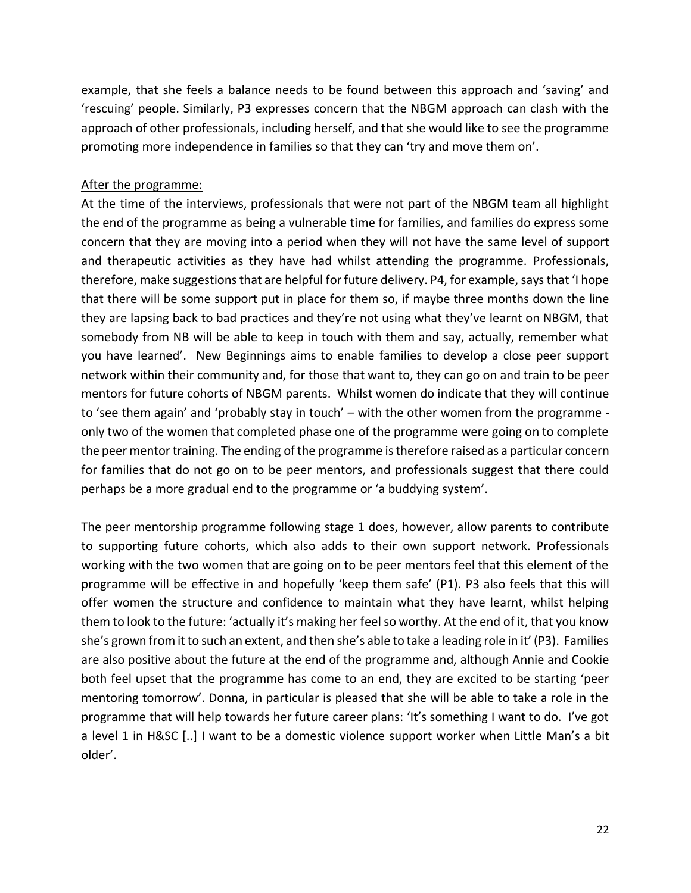example, that she feels a balance needs to be found between this approach and 'saving' and 'rescuing' people. Similarly, P3 expresses concern that the NBGM approach can clash with the approach of other professionals, including herself, and that she would like to see the programme promoting more independence in families so that they can 'try and move them on'.

<u>After the programme:</u>

At the time of the interviews, professionals that were not part of the NBGM team all highlight the end of the programme as being a vulnerable time for families, and families do express some concern that they are moving into a period when they will not have the same level of support and therapeutic activities as they have had whilst attending the programme. Professionals, therefore, make suggestions that are helpful for future delivery. P4, for example, says that 'I hope that there will be some support put in place for them so, if maybe three months down the line they are lapsing back to bad practices and they're not using what they've learnt on NBGM, that somebody from NB will be able to keep in touch with them and say, actually, remember what you have learned'. New Beginnings aims to enable families to develop a close peer support network within their community and, for those that want to, they can go on and train to be peer mentors for future cohorts of NBGM parents. Whilst women do indicate that they will continue to 'see them again' and 'probably stay in touch' – with the other women from the programme - only two of the women that completed phase one of the programme were going on to complete the peer mentor training. The ending of the programme is therefore raised as a particular concern for families that do not go on to be peer mentors, and professionals suggest that there could perhaps be a more gradual end to the programme or 'a buddying system'.

The peer mentorship programme following stage 1 does, however, allow parents to contribute to supporting future cohorts, which also adds to their own support network. Professionals working with the two women that are going on to be peer mentors feel that this element of the programme will be effective in and hopefully 'keep them safe' (P1). P3 also feels that this will offer women the structure and confidence to maintain what they have learnt, whilst helping them to look to the future: 'actually it's making her feel so worthy. At the end of it, that you know she's grown from it to such an extent, and then she's able to take a leading role in it' (P3). Families are also positive about the future at the end of the programme and, although Annie and Cookie both feel upset that the programme has come to an end, they are excited to be starting 'peer mentoring tomorrow'. Donna, in particular is pleased that she will be able to take a role in the programme that will help towards her future career plans: 'It's something I want to do. I've got a level 1 in H&SC [..] I want to be a domestic violence support worker when Little Man's a bit older'.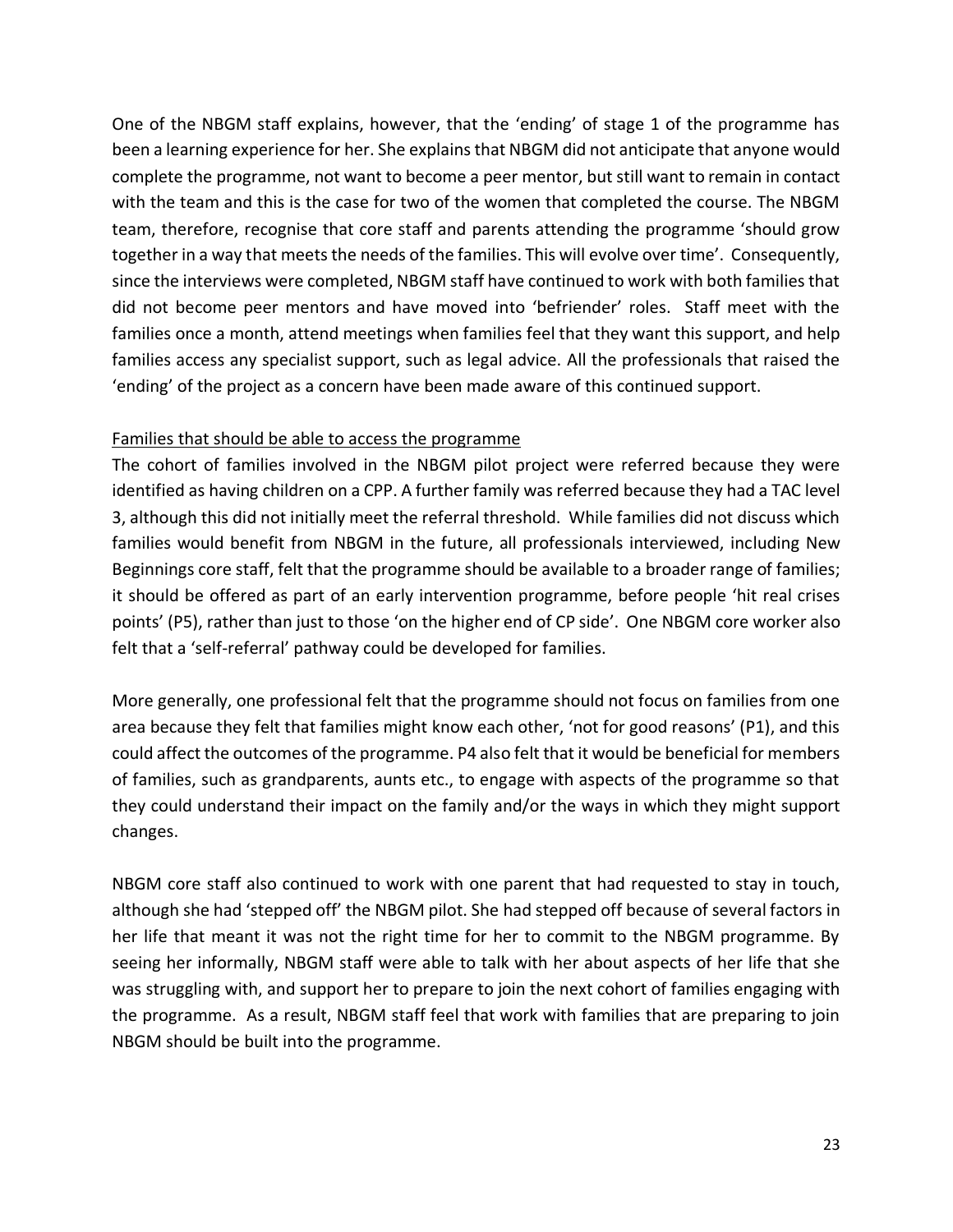One of the NBGM staff explains, however, that the 'ending' of stage 1 of the programme has been a learning experience for her. She explains that NBGM did not anticipate that anyone would complete the programme, not want to become a peer mentor, but still want to remain in contact with the team and this is the case for two of the women that completed the course. The NBGM team, therefore, recognise that core staff and parents attending the programme 'should grow together in a way that meets the needs of the families. This will evolve over time'. Consequently, since the interviews were completed, NBGM staff have continued to work with both families that did not become peer mentors and have moved into 'befriender' roles. Staff meet with the families once a month, attend meetings when families feel that they want this support, and help families access any specialist support, such as legal advice. All the professionals that raised the 'ending' of the project as a concern have been made aware of this continued support.

<u>Families that should be able to access the programme</u>

The cohort of families involved in the NBGM pilot project were referred because they were identified as having children on a CPP. A further family was referred because they had a TAC level 3, although this did not initially meet the referral threshold. While families did not discuss which families would benefit from NBGM in the future, all professionals interviewed, including New Beginnings core staff, felt that the programme should be available to a broader range of families; it should be offered as part of an early intervention programme, before people 'hit real crises points' (P5), rather than just to those 'on the higher end of CP side'. One NBGM core worker also felt that a 'self-referral' pathway could be developed for families.

More generally, one professional felt that the programme should not focus on families from one area because they felt that families might know each other, 'not for good reasons' (P1), and this could affect the outcomes of the programme. P4 also felt that it would be beneficial for members of families, such as grandparents, aunts etc., to engage with aspects of the programme so that they could understand their impact on the family and/or the ways in which they might support changes.

NBGM core staff also continued to work with one parent that had requested to stay in touch, although she had 'stepped off' the NBGM pilot. She had stepped off because of several factors in her life that meant it was not the right time for her to commit to the NBGM programme. By seeing her informally, NBGM staff were able to talk with her about aspects of her life that she was struggling with, and support her to prepare to join the next cohort of families engaging with the programme. As a result, NBGM staff feel that work with families that are preparing to join NBGM should be built into the programme.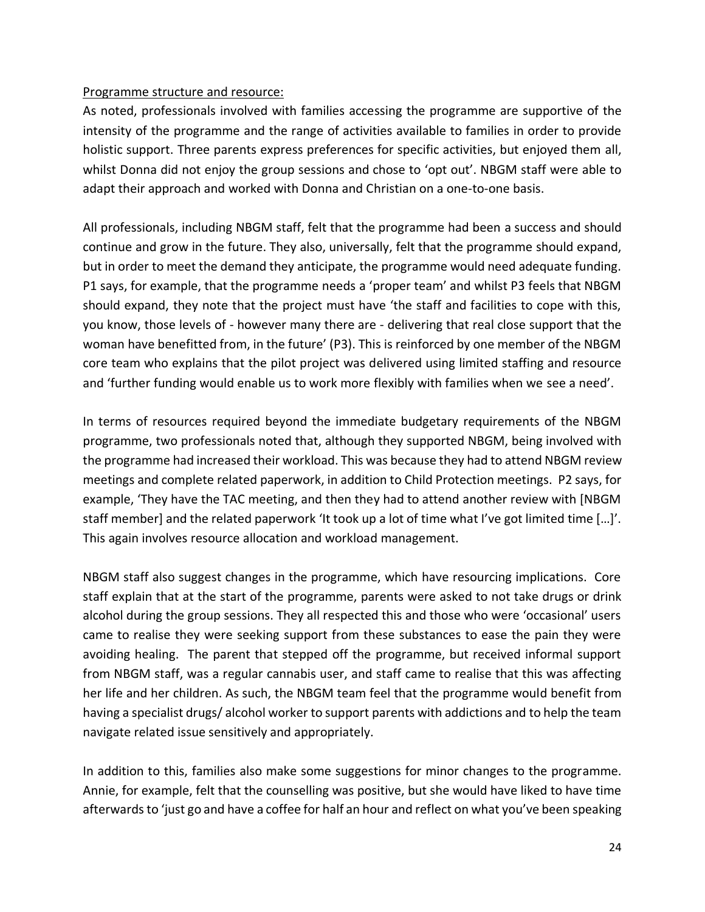Programme structure and resource:

As noted, professionals involved with families accessing the programme are supportive of the intensity of the programme and the range of activities available to families in order to provide holistic support. Three parents express preferences for specific activities, but enjoyed them all, whilst Donna did not enjoy the group sessions and chose to 'opt out'. NBGM staff were able to adapt their approach and worked with Donna and Christian on a one-to-one basis.

All professionals, including NBGM staff, felt that the programme had been a success and should continue and grow in the future. They also, universally, felt that the programme should expand, but in order to meet the demand they anticipate, the programme would need adequate funding. P1 says, for example, that the programme needs a 'proper team' and whilst P3 feels that NBGM should expand, they note that the project must have 'the staff and facilities to cope with this, you know, those levels of - however many there are - delivering that real close support that the woman have benefitted from, in the future' (P3). This is reinforced by one member of the NBGM core team who explains that the pilot project was delivered using limited staffing and resource and 'further funding would enable us to work more flexibly with families when we see a need'.

In terms of resources required beyond the immediate budgetary requirements of the NBGM programme, two professionals noted that, although they supported NBGM, being involved with the programme had increased their workload. This was because they had to attend NBGM review meetings and complete related paperwork, in addition to Child Protection meetings. P2 says, for example, 'They have the TAC meeting, and then they had to attend another review with [NBGM staff member] and the related paperwork 'It took up a lot of time what I've got limited time […]'. This again involves resource allocation and workload management.

NBGM staff also suggest changes in the programme, which have resourcing implications. Core staff explain that at the start of the programme, parents were asked to not take drugs or drink alcohol during the group sessions. They all respected this and those who were 'occasional' users came to realise they were seeking support from these substances to ease the pain they were avoiding healing. The parent that stepped off the programme, but received informal support from NBGM staff, was a regular cannabis user, and staff came to realise that this was affecting her life and her children. As such, the NBGM team feel that the programme would benefit from having a specialist drugs/ alcohol worker to support parents with addictions and to help the team navigate related issue sensitively and appropriately.

In addition to this, families also make some suggestions for minor changes to the programme. Annie, for example, felt that the counselling was positive, but she would have liked to have time afterwards to 'just go and have a coffee for half an hour and reflect on what you've been speaking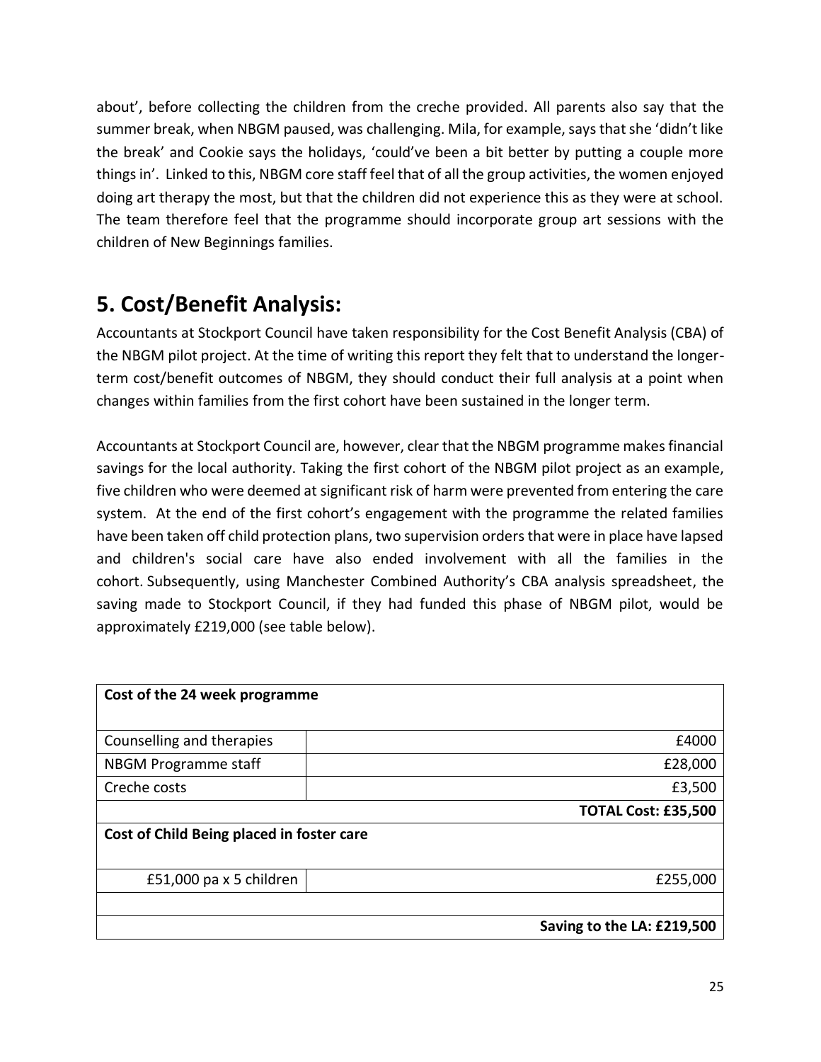about', before collecting the children from the creche provided. All parents also say that the summer break, when NBGM paused, was challenging. Mila, for example, says that she 'didn't like the break' and Cookie says the holidays, 'could've been a bit better by putting a couple more things in'. Linked to this, NBGM core staff feel that of all the group activities, the women enjoyed doing art therapy the most, but that the children did not experience this as they were at school. The team therefore feel that the programme should incorporate group art sessions with the children of New Beginnings families.

## 5. Cost/Benefit Analysis:

Accountants at Stockport Council have taken responsibility for the Cost Benefit Analysis (CBA) of the NBGM pilot project. At the time of writing this report they felt that to understand the longer-term cost/benefit outcomes of NBGM, they should conduct their full analysis at a point when changes within families from the first cohort have been sustained in the longer term.

Accountants at Stockport Council are, however, clear that the NBGM programme makes financial savings for the local authority. Taking the first cohort of the NBGM pilot project as an example, five children who were deemed at significant risk of harm were prevented from entering the care system. At the end of the first cohort's engagement with the programme the related families have been taken off child protection plans, two supervision orders that were in place have lapsed and children's social care have also ended involvement with all the families in the cohort. Subsequently, using Manchester Combined Authority's CBA analysis spreadsheet, the saving made to Stockport Council, if they had funded this phase of NBGM pilot, would be approximately £219,000 (see table below).

| **Cost of the 24 week programme** | |
|---|---|
| Counselling and therapies | £4000 |
| NBGM Programme staff | £28,000 |
| Creche costs | £3,500 |
| | **TOTAL Cost: £35,500** |
| **Cost of Child Being placed in foster care** | |
| £51,000 pa x 5 children | £255,000 |
| | |
| | **Saving to the LA: £219,500** |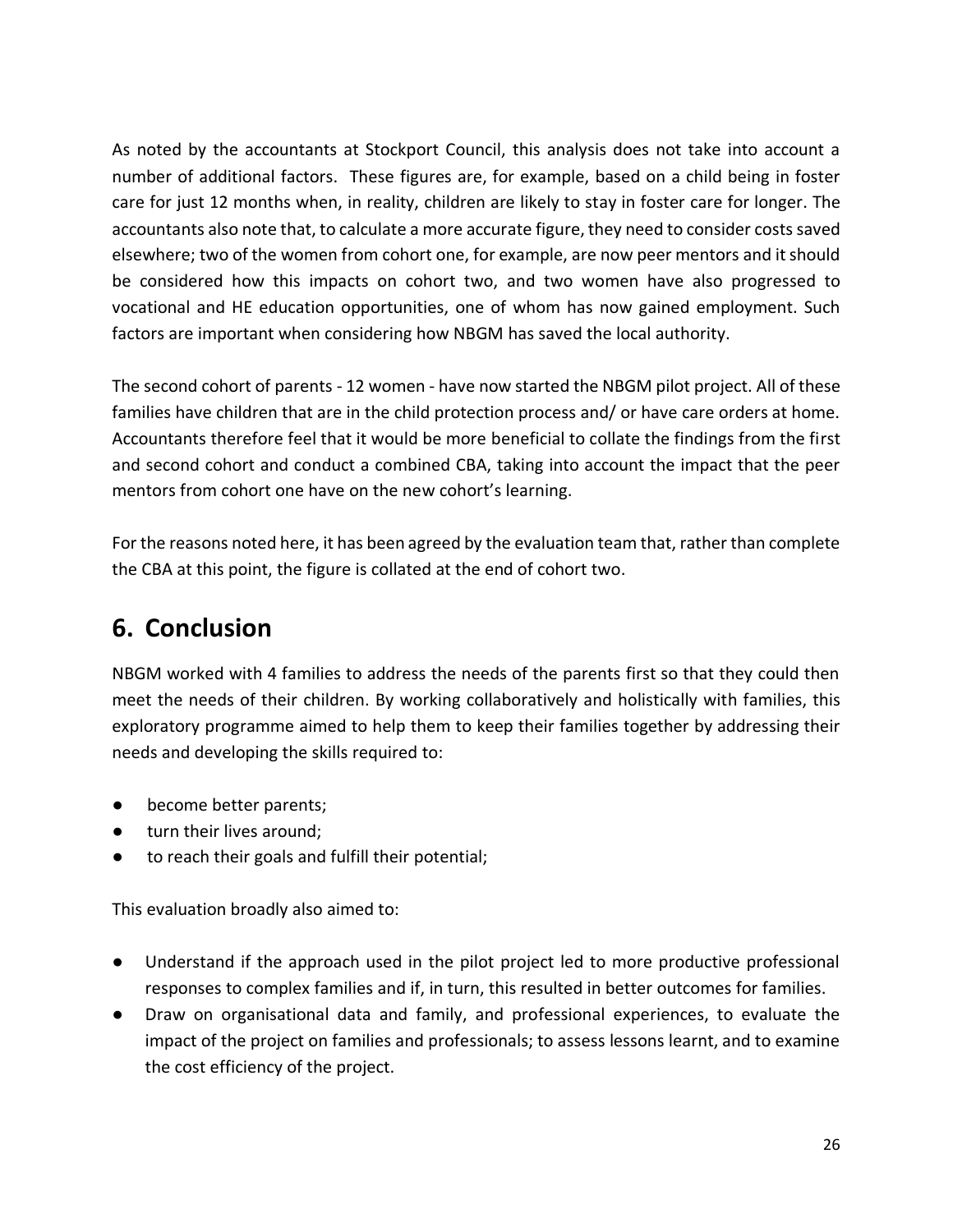As noted by the accountants at Stockport Council, this analysis does not take into account a number of additional factors. These figures are, for example, based on a child being in foster care for just 12 months when, in reality, children are likely to stay in foster care for longer. The accountants also note that, to calculate a more accurate figure, they need to consider costs saved elsewhere; two of the women from cohort one, for example, are now peer mentors and it should be considered how this impacts on cohort two, and two women have also progressed to vocational and HE education opportunities, one of whom has now gained employment. Such factors are important when considering how NBGM has saved the local authority.

The second cohort of parents - 12 women - have now started the NBGM pilot project. All of these families have children that are in the child protection process and/ or have care orders at home. Accountants therefore feel that it would be more beneficial to collate the findings from the first and second cohort and conduct a combined CBA, taking into account the impact that the peer mentors from cohort one have on the new cohort's learning.

For the reasons noted here, it has been agreed by the evaluation team that, rather than complete the CBA at this point, the figure is collated at the end of cohort two.

## 6. Conclusion

NBGM worked with 4 families to address the needs of the parents first so that they could then meet the needs of their children. By working collaboratively and holistically with families, this exploratory programme aimed to help them to keep their families together by addressing their needs and developing the skills required to:

- become better parents;
- turn their lives around;
- to reach their goals and fulfill their potential;

This evaluation broadly also aimed to:

- Understand if the approach used in the pilot project led to more productive professional responses to complex families and if, in turn, this resulted in better outcomes for families.
- Draw on organisational data and family, and professional experiences, to evaluate the impact of the project on families and professionals; to assess lessons learnt, and to examine the cost efficiency of the project.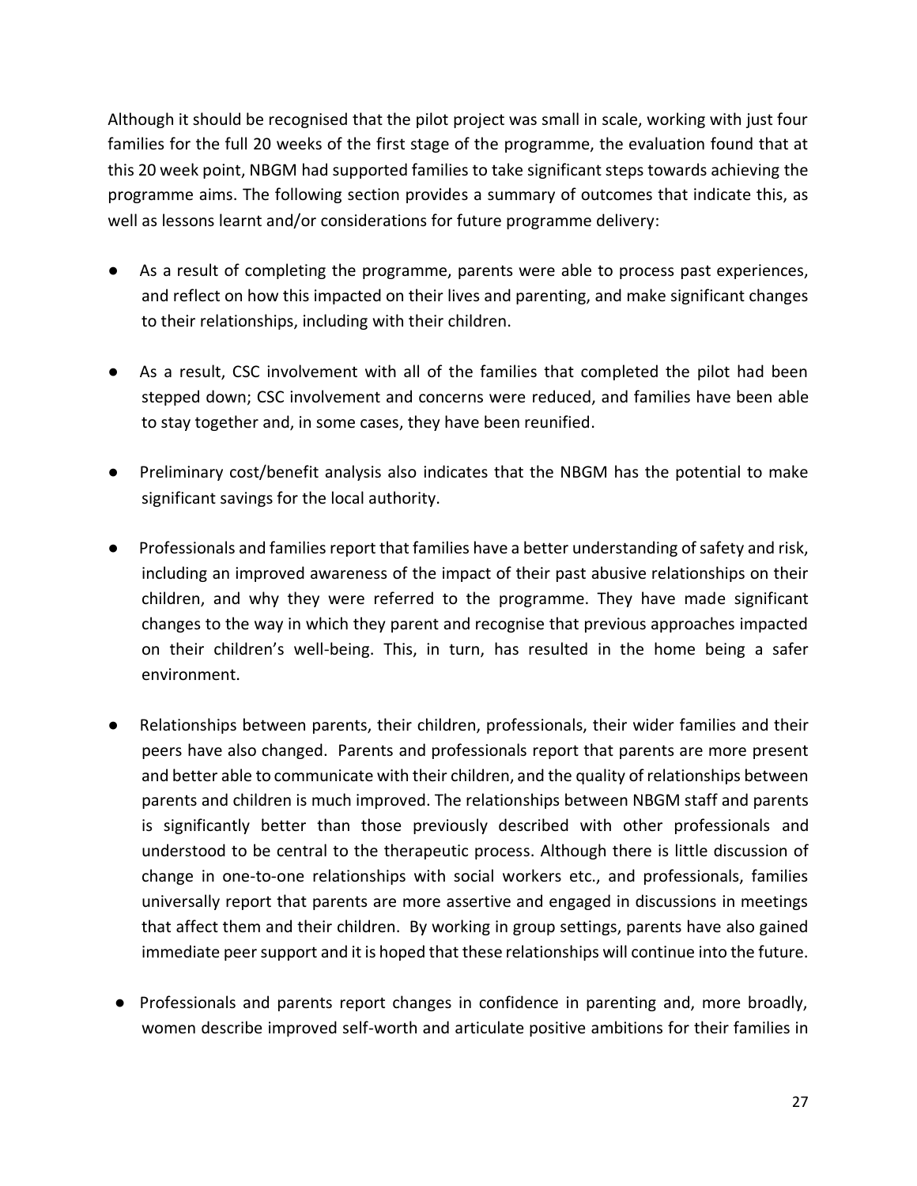Although it should be recognised that the pilot project was small in scale, working with just four families for the full 20 weeks of the first stage of the programme, the evaluation found that at this 20 week point, NBGM had supported families to take significant steps towards achieving the programme aims. The following section provides a summary of outcomes that indicate this, as well as lessons learnt and/or considerations for future programme delivery:

- As a result of completing the programme, parents were able to process past experiences, and reflect on how this impacted on their lives and parenting, and make significant changes to their relationships, including with their children.

- As a result, CSC involvement with all of the families that completed the pilot had been stepped down; CSC involvement and concerns were reduced, and families have been able to stay together and, in some cases, they have been reunified.

- Preliminary cost/benefit analysis also indicates that the NBGM has the potential to make significant savings for the local authority.

- Professionals and families report that families have a better understanding of safety and risk, including an improved awareness of the impact of their past abusive relationships on their children, and why they were referred to the programme. They have made significant changes to the way in which they parent and recognise that previous approaches impacted on their children's well-being. This, in turn, has resulted in the home being a safer environment.

- Relationships between parents, their children, professionals, their wider families and their peers have also changed. Parents and professionals report that parents are more present and better able to communicate with their children, and the quality of relationships between parents and children is much improved. The relationships between NBGM staff and parents is significantly better than those previously described with other professionals and understood to be central to the therapeutic process. Although there is little discussion of change in one-to-one relationships with social workers etc., and professionals, families universally report that parents are more assertive and engaged in discussions in meetings that affect them and their children. By working in group settings, parents have also gained immediate peer support and it is hoped that these relationships will continue into the future.

- Professionals and parents report changes in confidence in parenting and, more broadly, women describe improved self-worth and articulate positive ambitions for their families in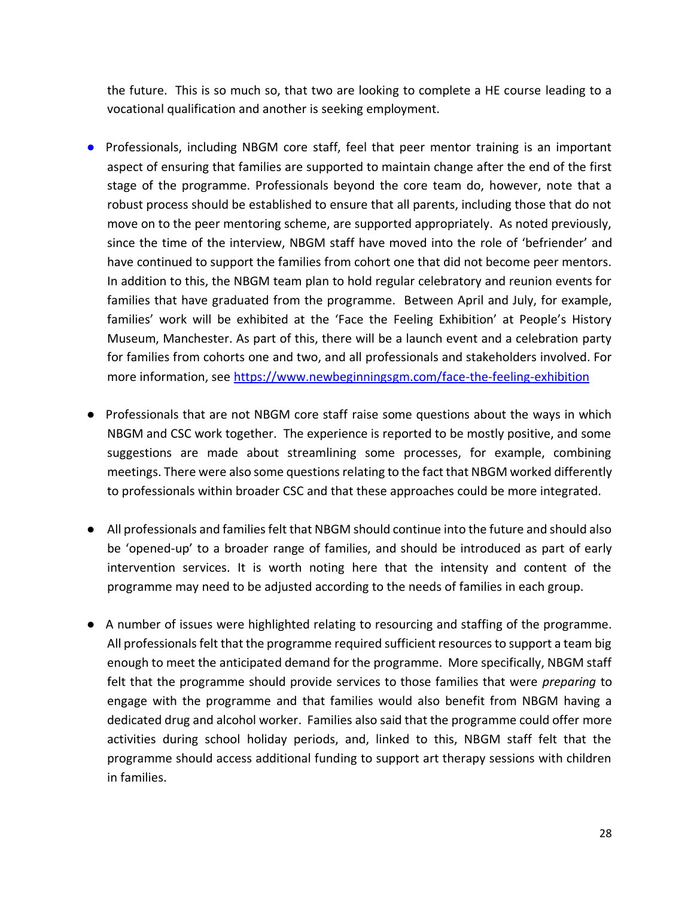the future. This is so much so, that two are looking to complete a HE course leading to a vocational qualification and another is seeking employment.

- Professionals, including NBGM core staff, feel that peer mentor training is an important aspect of ensuring that families are supported to maintain change after the end of the first stage of the programme. Professionals beyond the core team do, however, note that a robust process should be established to ensure that all parents, including those that do not move on to the peer mentoring scheme, are supported appropriately. As noted previously, since the time of the interview, NBGM staff have moved into the role of 'befriender' and have continued to support the families from cohort one that did not become peer mentors. In addition to this, the NBGM team plan to hold regular celebratory and reunion events for families that have graduated from the programme. Between April and July, for example, families' work will be exhibited at the 'Face the Feeling Exhibition' at People's History Museum, Manchester. As part of this, there will be a launch event and a celebration party for families from cohorts one and two, and all professionals and stakeholders involved. For more information, see [https://www.newbeginningsgm.com/face-the-feeling-exhibition](https://www.newbeginningsgm.com/face-the-feeling-exhibition)

- Professionals that are not NBGM core staff raise some questions about the ways in which NBGM and CSC work together. The experience is reported to be mostly positive, and some suggestions are made about streamlining some processes, for example, combining meetings. There were also some questions relating to the fact that NBGM worked differently to professionals within broader CSC and that these approaches could be more integrated.

- All professionals and families felt that NBGM should continue into the future and should also be 'opened-up' to a broader range of families, and should be introduced as part of early intervention services. It is worth noting here that the intensity and content of the programme may need to be adjusted according to the needs of families in each group.

- A number of issues were highlighted relating to resourcing and staffing of the programme. All professionals felt that the programme required sufficient resources to support a team big enough to meet the anticipated demand for the programme. More specifically, NBGM staff felt that the programme should provide services to those families that were *preparing* to engage with the programme and that families would also benefit from NBGM having a dedicated drug and alcohol worker. Families also said that the programme could offer more activities during school holiday periods, and, linked to this, NBGM staff felt that the programme should access additional funding to support art therapy sessions with children in families.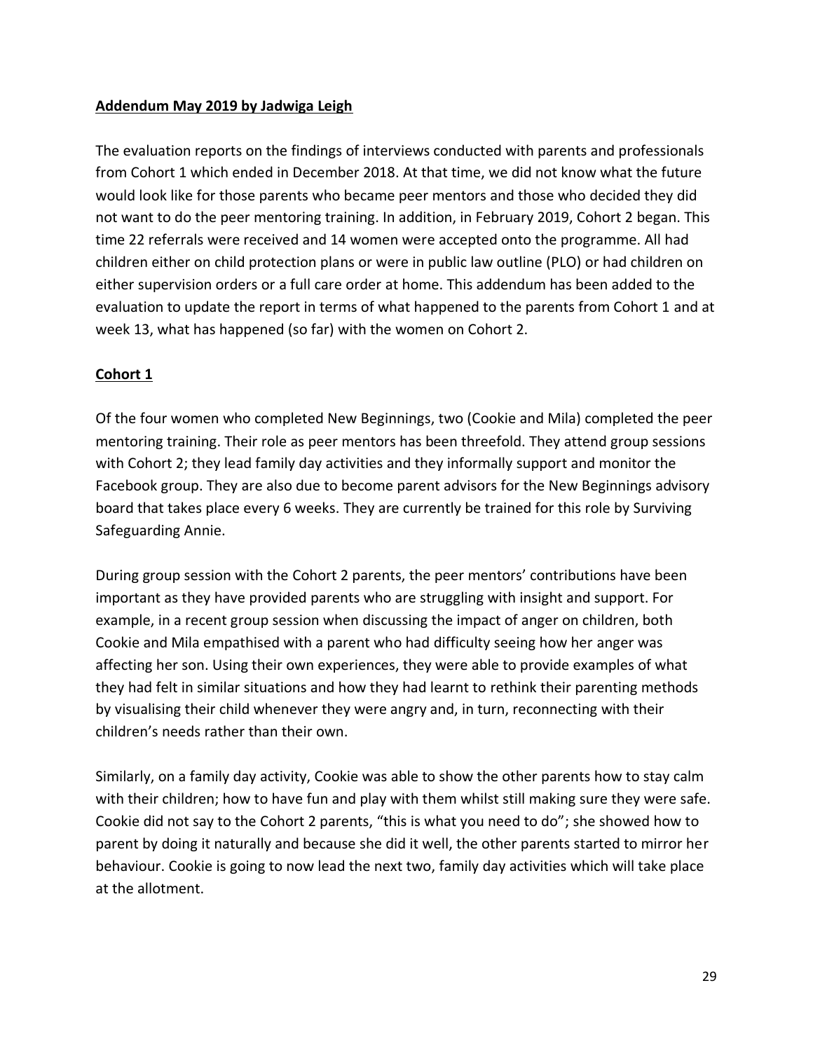**Addendum May 2019 by Jadwiga Leigh**

The evaluation reports on the findings of interviews conducted with parents and professionals from Cohort 1 which ended in December 2018. At that time, we did not know what the future would look like for those parents who became peer mentors and those who decided they did not want to do the peer mentoring training. In addition, in February 2019, Cohort 2 began. This time 22 referrals were received and 14 women were accepted onto the programme. All had children either on child protection plans or were in public law outline (PLO) or had children on either supervision orders or a full care order at home. This addendum has been added to the evaluation to update the report in terms of what happened to the parents from Cohort 1 and at week 13, what has happened (so far) with the women on Cohort 2.

**Cohort 1**

Of the four women who completed New Beginnings, two (Cookie and Mila) completed the peer mentoring training. Their role as peer mentors has been threefold. They attend group sessions with Cohort 2; they lead family day activities and they informally support and monitor the Facebook group. They are also due to become parent advisors for the New Beginnings advisory board that takes place every 6 weeks. They are currently be trained for this role by Surviving Safeguarding Annie.

During group session with the Cohort 2 parents, the peer mentors' contributions have been important as they have provided parents who are struggling with insight and support. For example, in a recent group session when discussing the impact of anger on children, both Cookie and Mila empathised with a parent who had difficulty seeing how her anger was affecting her son. Using their own experiences, they were able to provide examples of what they had felt in similar situations and how they had learnt to rethink their parenting methods by visualising their child whenever they were angry and, in turn, reconnecting with their children's needs rather than their own.

Similarly, on a family day activity, Cookie was able to show the other parents how to stay calm with their children; how to have fun and play with them whilst still making sure they were safe. Cookie did not say to the Cohort 2 parents, "this is what you need to do"; she showed how to parent by doing it naturally and because she did it well, the other parents started to mirror her behaviour. Cookie is going to now lead the next two, family day activities which will take place at the allotment.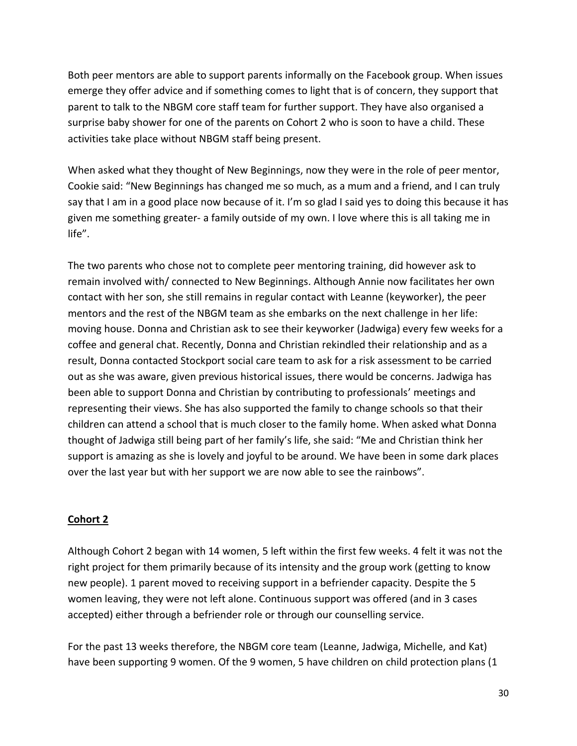Both peer mentors are able to support parents informally on the Facebook group. When issues emerge they offer advice and if something comes to light that is of concern, they support that parent to talk to the NBGM core staff team for further support. They have also organised a surprise baby shower for one of the parents on Cohort 2 who is soon to have a child. These activities take place without NBGM staff being present.

When asked what they thought of New Beginnings, now they were in the role of peer mentor, Cookie said: "New Beginnings has changed me so much, as a mum and a friend, and I can truly say that I am in a good place now because of it. I'm so glad I said yes to doing this because it has given me something greater- a family outside of my own. I love where this is all taking me in life".

The two parents who chose not to complete peer mentoring training, did however ask to remain involved with/ connected to New Beginnings. Although Annie now facilitates her own contact with her son, she still remains in regular contact with Leanne (keyworker), the peer mentors and the rest of the NBGM team as she embarks on the next challenge in her life: moving house. Donna and Christian ask to see their keyworker (Jadwiga) every few weeks for a coffee and general chat. Recently, Donna and Christian rekindled their relationship and as a result, Donna contacted Stockport social care team to ask for a risk assessment to be carried out as she was aware, given previous historical issues, there would be concerns. Jadwiga has been able to support Donna and Christian by contributing to professionals' meetings and representing their views. She has also supported the family to change schools so that their children can attend a school that is much closer to the family home. When asked what Donna thought of Jadwiga still being part of her family's life, she said: "Me and Christian think her support is amazing as she is lovely and joyful to be around. We have been in some dark places over the last year but with her support we are now able to see the rainbows".

## Cohort 2

Although Cohort 2 began with 14 women, 5 left within the first few weeks. 4 felt it was not the right project for them primarily because of its intensity and the group work (getting to know new people). 1 parent moved to receiving support in a befriender capacity. Despite the 5 women leaving, they were not left alone. Continuous support was offered (and in 3 cases accepted) either through a befriender role or through our counselling service.

For the past 13 weeks therefore, the NBGM core team (Leanne, Jadwiga, Michelle, and Kat) have been supporting 9 women. Of the 9 women, 5 have children on child protection plans (1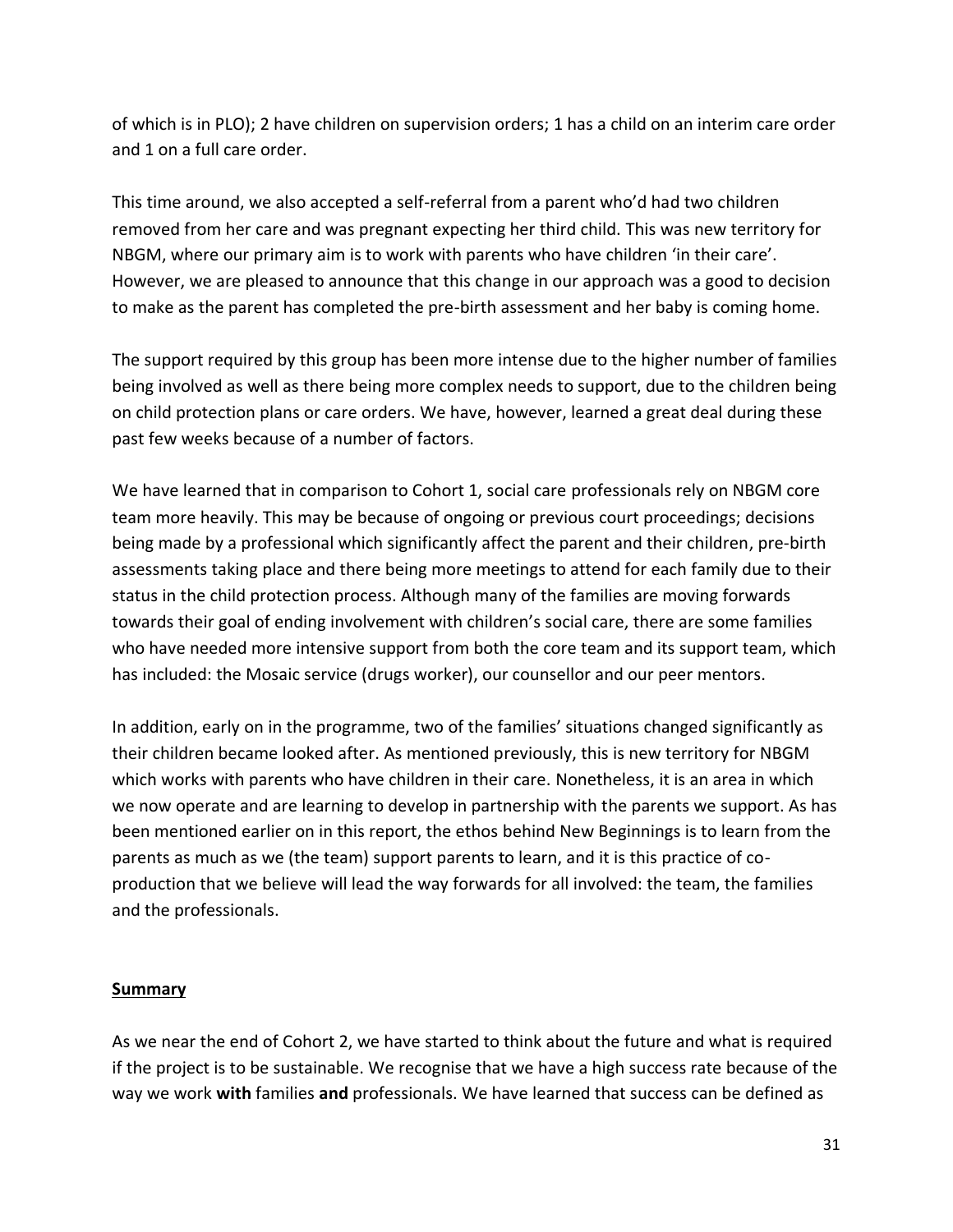of which is in PLO); 2 have children on supervision orders; 1 has a child on an interim care order and 1 on a full care order.

This time around, we also accepted a self-referral from a parent who'd had two children removed from her care and was pregnant expecting her third child. This was new territory for NBGM, where our primary aim is to work with parents who have children 'in their care'. However, we are pleased to announce that this change in our approach was a good to decision to make as the parent has completed the pre-birth assessment and her baby is coming home.

The support required by this group has been more intense due to the higher number of families being involved as well as there being more complex needs to support, due to the children being on child protection plans or care orders. We have, however, learned a great deal during these past few weeks because of a number of factors.

We have learned that in comparison to Cohort 1, social care professionals rely on NBGM core team more heavily. This may be because of ongoing or previous court proceedings; decisions being made by a professional which significantly affect the parent and their children, pre-birth assessments taking place and there being more meetings to attend for each family due to their status in the child protection process. Although many of the families are moving forwards towards their goal of ending involvement with children's social care, there are some families who have needed more intensive support from both the core team and its support team, which has included: the Mosaic service (drugs worker), our counsellor and our peer mentors.

In addition, early on in the programme, two of the families' situations changed significantly as their children became looked after. As mentioned previously, this is new territory for NBGM which works with parents who have children in their care. Nonetheless, it is an area in which we now operate and are learning to develop in partnership with the parents we support. As has been mentioned earlier on in this report, the ethos behind New Beginnings is to learn from the parents as much as we (the team) support parents to learn, and it is this practice of co-production that we believe will lead the way forwards for all involved: the team, the families and the professionals.

**Summary**

As we near the end of Cohort 2, we have started to think about the future and what is required if the project is to be sustainable. We recognise that we have a high success rate because of the way we work **with** families **and** professionals. We have learned that success can be defined as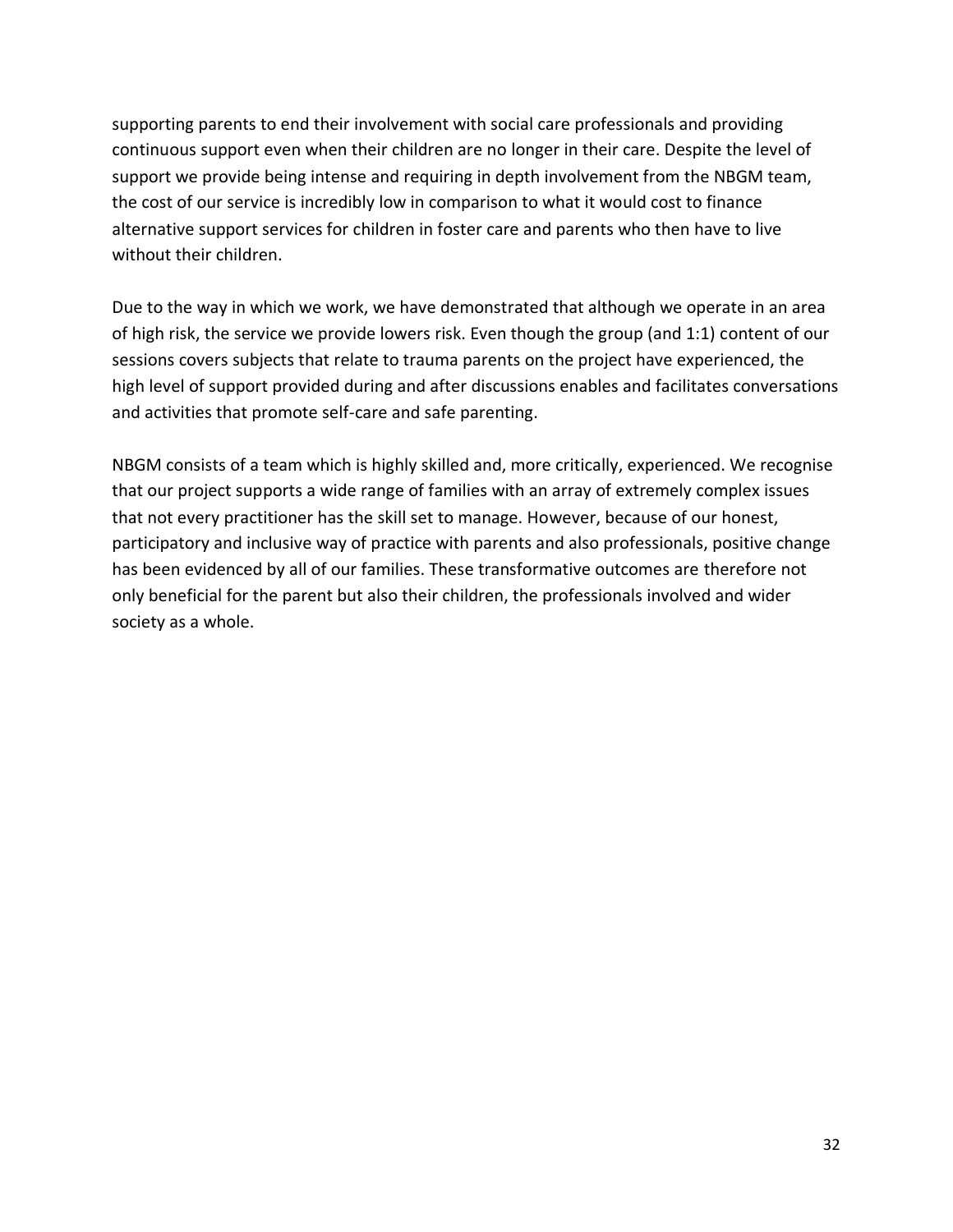supporting parents to end their involvement with social care professionals and providing continuous support even when their children are no longer in their care. Despite the level of support we provide being intense and requiring in depth involvement from the NBGM team, the cost of our service is incredibly low in comparison to what it would cost to finance alternative support services for children in foster care and parents who then have to live without their children.

Due to the way in which we work, we have demonstrated that although we operate in an area of high risk, the service we provide lowers risk. Even though the group (and 1:1) content of our sessions covers subjects that relate to trauma parents on the project have experienced, the high level of support provided during and after discussions enables and facilitates conversations and activities that promote self-care and safe parenting.

NBGM consists of a team which is highly skilled and, more critically, experienced. We recognise that our project supports a wide range of families with an array of extremely complex issues that not every practitioner has the skill set to manage. However, because of our honest, participatory and inclusive way of practice with parents and also professionals, positive change has been evidenced by all of our families. These transformative outcomes are therefore not only beneficial for the parent but also their children, the professionals involved and wider society as a whole.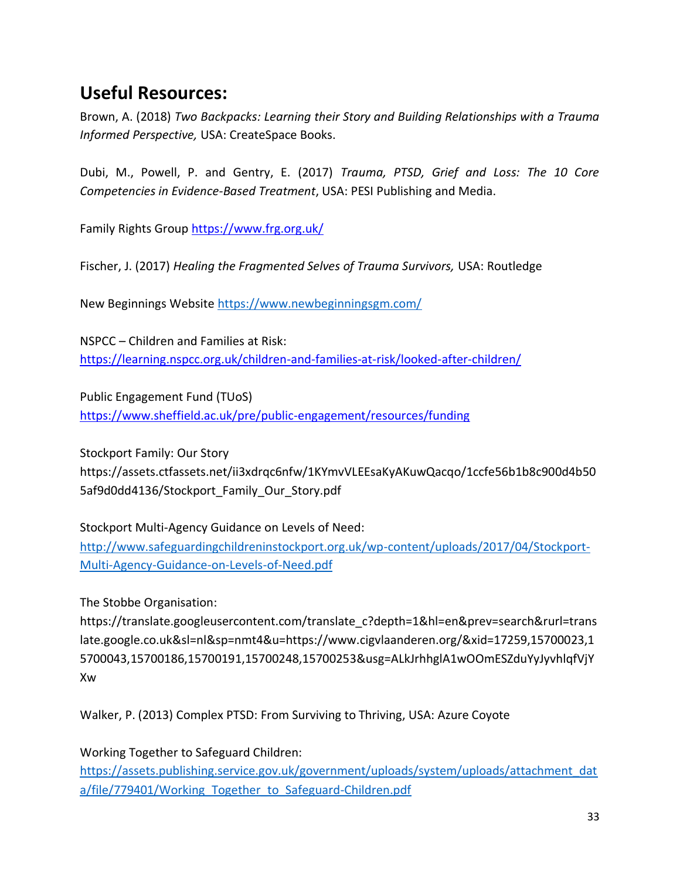## Useful Resources:

Brown, A. (2018) *Two Backpacks: Learning their Story and Building Relationships with a Trauma Informed Perspective,* USA: CreateSpace Books.

Dubi, M., Powell, P. and Gentry, E. (2017) *Trauma, PTSD, Grief and Loss: The 10 Core Competencies in Evidence-Based Treatment*, USA: PESI Publishing and Media.

Family Rights Group https://www.frg.org.uk/

Fischer, J. (2017) *Healing the Fragmented Selves of Trauma Survivors,* USA: Routledge

New Beginnings Website https://www.newbeginningsgm.com/

NSPCC – Children and Families at Risk:
https://learning.nspcc.org.uk/children-and-families-at-risk/looked-after-children/

Public Engagement Fund (TUoS)
https://www.sheffield.ac.uk/pre/public-engagement/resources/funding

Stockport Family: Our Story
https://assets.ctfassets.net/ii3xdrqc6nfw/1KYmvVLEEsaKyAKuwQacqo/1ccfe56b1b8c900d4b505af9d0dd4136/Stockport_Family_Our_Story.pdf

Stockport Multi-Agency Guidance on Levels of Need:
http://www.safeguardingchildreninstockport.org.uk/wp-content/uploads/2017/04/Stockport-Multi-Agency-Guidance-on-Levels-of-Need.pdf

The Stobbe Organisation:
https://translate.googleusercontent.com/translate_c?depth=1&hl=en&prev=search&rurl=translate.google.co.uk&sl=nl&sp=nmt4&u=https://www.cigvlaanderen.org/&xid=17259,15700023,15700043,15700186,15700191,15700248,15700253&usg=ALkJrhhglA1wOOmESZduYyJyvhlqfVjYXw

Walker, P. (2013) Complex PTSD: From Surviving to Thriving, USA: Azure Coyote

Working Together to Safeguard Children:
https://assets.publishing.service.gov.uk/government/uploads/system/uploads/attachment_data/file/779401/Working_Together_to_Safeguard-Children.pdf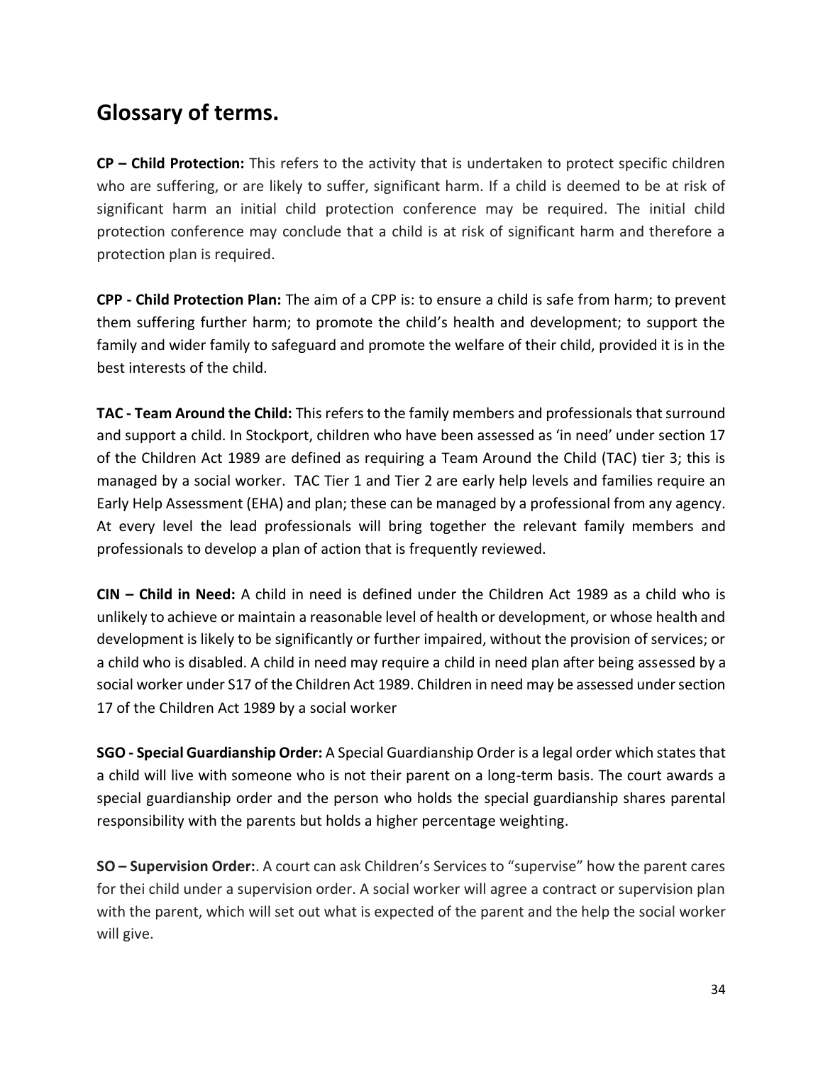## Glossary of terms.

**CP – Child Protection:** This refers to the activity that is undertaken to protect specific children who are suffering, or are likely to suffer, significant harm. If a child is deemed to be at risk of significant harm an initial child protection conference may be required. The initial child protection conference may conclude that a child is at risk of significant harm and therefore a protection plan is required.

**CPP - Child Protection Plan:** The aim of a CPP is: to ensure a child is safe from harm; to prevent them suffering further harm; to promote the child's health and development; to support the family and wider family to safeguard and promote the welfare of their child, provided it is in the best interests of the child.

**TAC - Team Around the Child:** This refers to the family members and professionals that surround and support a child. In Stockport, children who have been assessed as 'in need' under section 17 of the Children Act 1989 are defined as requiring a Team Around the Child (TAC) tier 3; this is managed by a social worker. TAC Tier 1 and Tier 2 are early help levels and families require an Early Help Assessment (EHA) and plan; these can be managed by a professional from any agency. At every level the lead professionals will bring together the relevant family members and professionals to develop a plan of action that is frequently reviewed.

**CIN – Child in Need:** A child in need is defined under the Children Act 1989 as a child who is unlikely to achieve or maintain a reasonable level of health or development, or whose health and development is likely to be significantly or further impaired, without the provision of services; or a child who is disabled. A child in need may require a child in need plan after being assessed by a social worker under S17 of the Children Act 1989. Children in need may be assessed under section 17 of the Children Act 1989 by a social worker

**SGO - Special Guardianship Order:** A Special Guardianship Order is a legal order which states that a child will live with someone who is not their parent on a long-term basis. The court awards a special guardianship order and the person who holds the special guardianship shares parental responsibility with the parents but holds a higher percentage weighting.

**SO – Supervision Order:**. A court can ask Children's Services to "supervise" how the parent cares for thei child under a supervision order. A social worker will agree a contract or supervision plan with the parent, which will set out what is expected of the parent and the help the social worker will give.